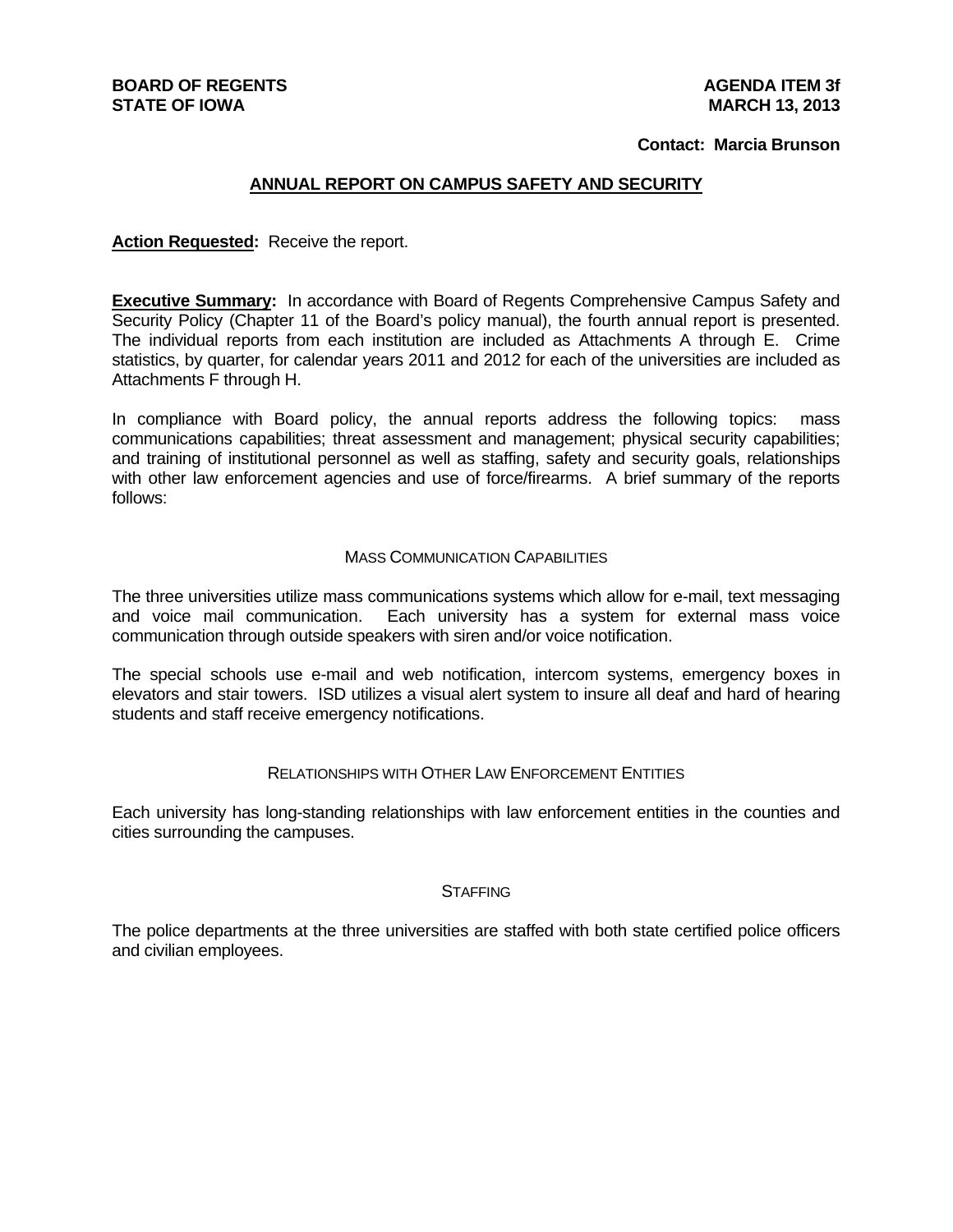**BOARD OF REGENTS**
**STATE OF IOWA**

**AGENDA ITEM 3f**
**MARCH 13, 2013**

**Contact: Marcia Brunson**

## ANNUAL REPORT ON CAMPUS SAFETY AND SECURITY

**Action Requested:** Receive the report.

**Executive Summary:** In accordance with Board of Regents Comprehensive Campus Safety and Security Policy (Chapter 11 of the Board's policy manual), the fourth annual report is presented. The individual reports from each institution are included as Attachments A through E. Crime statistics, by quarter, for calendar years 2011 and 2012 for each of the universities are included as Attachments F through H.

In compliance with Board policy, the annual reports address the following topics: mass communications capabilities; threat assessment and management; physical security capabilities; and training of institutional personnel as well as staffing, safety and security goals, relationships with other law enforcement agencies and use of force/firearms. A brief summary of the reports follows:

### MASS COMMUNICATION CAPABILITIES

The three universities utilize mass communications systems which allow for e-mail, text messaging and voice mail communication. Each university has a system for external mass voice communication through outside speakers with siren and/or voice notification.

The special schools use e-mail and web notification, intercom systems, emergency boxes in elevators and stair towers. ISD utilizes a visual alert system to insure all deaf and hard of hearing students and staff receive emergency notifications.

### RELATIONSHIPS WITH OTHER LAW ENFORCEMENT ENTITIES

Each university has long-standing relationships with law enforcement entities in the counties and cities surrounding the campuses.

### STAFFING

The police departments at the three universities are staffed with both state certified police officers and civilian employees.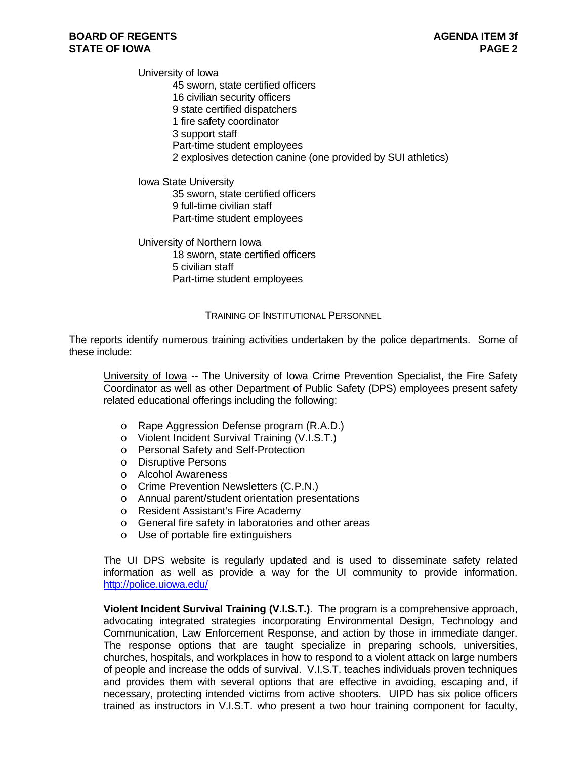University of Iowa
- 45 sworn, state certified officers
- 16 civilian security officers
- 9 state certified dispatchers
- 1 fire safety coordinator
- 3 support staff
- Part-time student employees
- 2 explosives detection canine (one provided by SUI athletics)

Iowa State University
- 35 sworn, state certified officers
- 9 full-time civilian staff
- Part-time student employees

University of Northern Iowa
- 18 sworn, state certified officers
- 5 civilian staff
- Part-time student employees

## TRAINING OF INSTITUTIONAL PERSONNEL

The reports identify numerous training activities undertaken by the police departments. Some of these include:

University of Iowa -- The University of Iowa Crime Prevention Specialist, the Fire Safety Coordinator as well as other Department of Public Safety (DPS) employees present safety related educational offerings including the following:

- Rape Aggression Defense program (R.A.D.)
- Violent Incident Survival Training (V.I.S.T.)
- Personal Safety and Self-Protection
- Disruptive Persons
- Alcohol Awareness
- Crime Prevention Newsletters (C.P.N.)
- Annual parent/student orientation presentations
- Resident Assistant's Fire Academy
- General fire safety in laboratories and other areas
- Use of portable fire extinguishers

The UI DPS website is regularly updated and is used to disseminate safety related information as well as provide a way for the UI community to provide information. http://police.uiowa.edu/

**Violent Incident Survival Training (V.I.S.T.)**. The program is a comprehensive approach, advocating integrated strategies incorporating Environmental Design, Technology and Communication, Law Enforcement Response, and action by those in immediate danger. The response options that are taught specialize in preparing schools, universities, churches, hospitals, and workplaces in how to respond to a violent attack on large numbers of people and increase the odds of survival. V.I.S.T. teaches individuals proven techniques and provides them with several options that are effective in avoiding, escaping and, if necessary, protecting intended victims from active shooters. UIPD has six police officers trained as instructors in V.I.S.T. who present a two hour training component for faculty,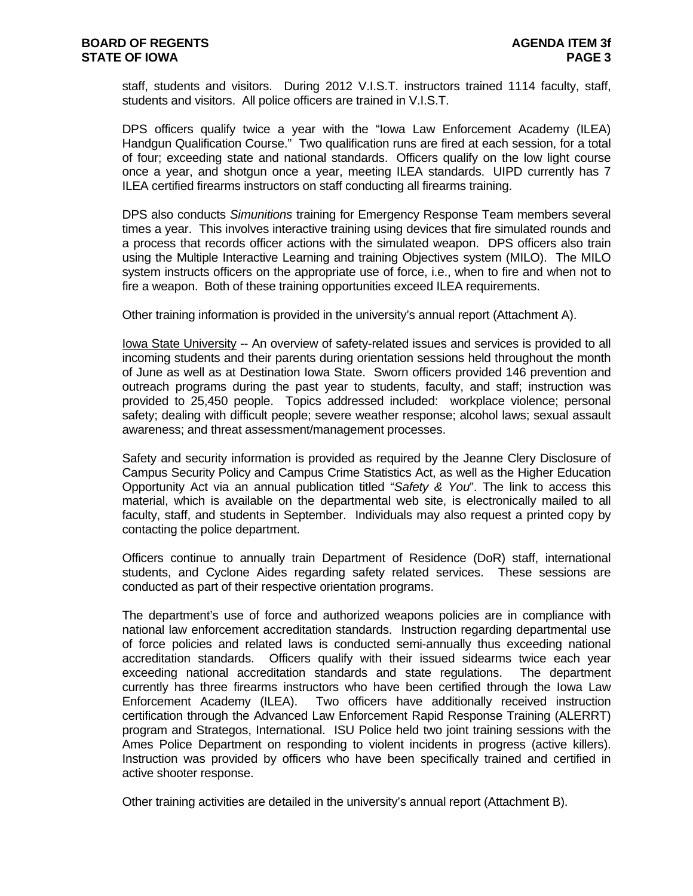staff, students and visitors. During 2012 V.I.S.T. instructors trained 1114 faculty, staff, students and visitors. All police officers are trained in V.I.S.T.

DPS officers qualify twice a year with the "Iowa Law Enforcement Academy (ILEA) Handgun Qualification Course." Two qualification runs are fired at each session, for a total of four; exceeding state and national standards. Officers qualify on the low light course once a year, and shotgun once a year, meeting ILEA standards. UIPD currently has 7 ILEA certified firearms instructors on staff conducting all firearms training.

DPS also conducts *Simunitions* training for Emergency Response Team members several times a year. This involves interactive training using devices that fire simulated rounds and a process that records officer actions with the simulated weapon. DPS officers also train using the Multiple Interactive Learning and training Objectives system (MILO). The MILO system instructs officers on the appropriate use of force, i.e., when to fire and when not to fire a weapon. Both of these training opportunities exceed ILEA requirements.

Other training information is provided in the university's annual report (Attachment A).

Iowa State University -- An overview of safety-related issues and services is provided to all incoming students and their parents during orientation sessions held throughout the month of June as well as at Destination Iowa State. Sworn officers provided 146 prevention and outreach programs during the past year to students, faculty, and staff; instruction was provided to 25,450 people. Topics addressed included: workplace violence; personal safety; dealing with difficult people; severe weather response; alcohol laws; sexual assault awareness; and threat assessment/management processes.

Safety and security information is provided as required by the Jeanne Clery Disclosure of Campus Security Policy and Campus Crime Statistics Act, as well as the Higher Education Opportunity Act via an annual publication titled "*Safety & You*". The link to access this material, which is available on the departmental web site, is electronically mailed to all faculty, staff, and students in September. Individuals may also request a printed copy by contacting the police department.

Officers continue to annually train Department of Residence (DoR) staff, international students, and Cyclone Aides regarding safety related services. These sessions are conducted as part of their respective orientation programs.

The department's use of force and authorized weapons policies are in compliance with national law enforcement accreditation standards. Instruction regarding departmental use of force policies and related laws is conducted semi-annually thus exceeding national accreditation standards. Officers qualify with their issued sidearms twice each year exceeding national accreditation standards and state regulations. The department currently has three firearms instructors who have been certified through the Iowa Law Enforcement Academy (ILEA). Two officers have additionally received instruction certification through the Advanced Law Enforcement Rapid Response Training (ALERRT) program and Strategos, International. ISU Police held two joint training sessions with the Ames Police Department on responding to violent incidents in progress (active killers). Instruction was provided by officers who have been specifically trained and certified in active shooter response.

Other training activities are detailed in the university's annual report (Attachment B).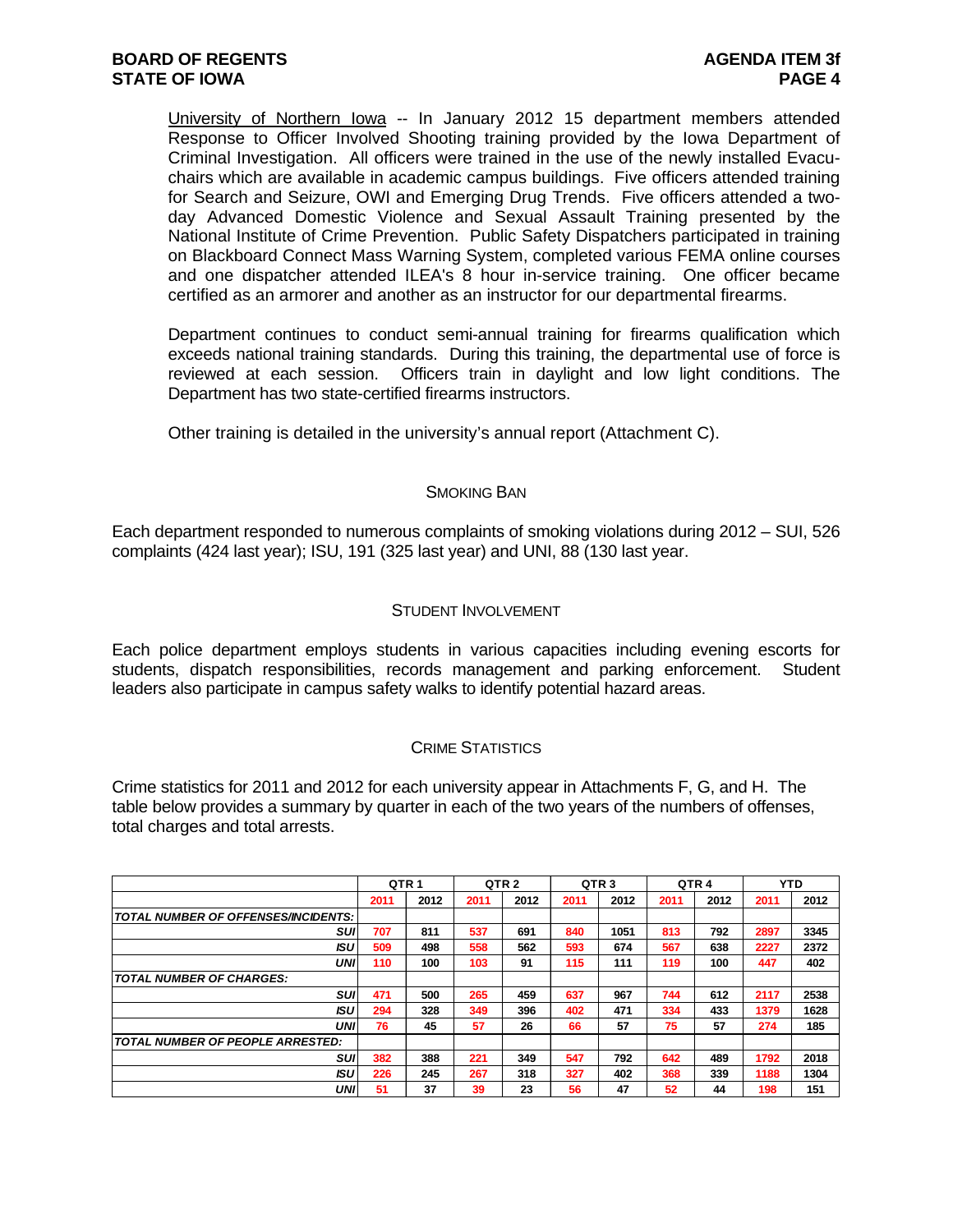University of Northern Iowa -- In January 2012 15 department members attended Response to Officer Involved Shooting training provided by the Iowa Department of Criminal Investigation. All officers were trained in the use of the newly installed Evacu-chairs which are available in academic campus buildings. Five officers attended training for Search and Seizure, OWI and Emerging Drug Trends. Five officers attended a two-day Advanced Domestic Violence and Sexual Assault Training presented by the National Institute of Crime Prevention. Public Safety Dispatchers participated in training on Blackboard Connect Mass Warning System, completed various FEMA online courses and one dispatcher attended ILEA's 8 hour in-service training. One officer became certified as an armorer and another as an instructor for our departmental firearms.

Department continues to conduct semi-annual training for firearms qualification which exceeds national training standards. During this training, the departmental use of force is reviewed at each session. Officers train in daylight and low light conditions. The Department has two state-certified firearms instructors.

Other training is detailed in the university's annual report (Attachment C).

## SMOKING BAN

Each department responded to numerous complaints of smoking violations during 2012 – SUI, 526 complaints (424 last year); ISU, 191 (325 last year) and UNI, 88 (130 last year.

## STUDENT INVOLVEMENT

Each police department employs students in various capacities including evening escorts for students, dispatch responsibilities, records management and parking enforcement. Student leaders also participate in campus safety walks to identify potential hazard areas.

## CRIME STATISTICS

Crime statistics for 2011 and 2012 for each university appear in Attachments F, G, and H. The table below provides a summary by quarter in each of the two years of the numbers of offenses, total charges and total arrests.

| | QTR 1 | | QTR 2 | | QTR 3 | | QTR 4 | | YTD | |
|---|---|---|---|---|---|---|---|---|---|---|
| | 2011 | 2012 | 2011 | 2012 | 2011 | 2012 | 2011 | 2012 | 2011 | 2012 |
| ***TOTAL NUMBER OF OFFENSES/INCIDENTS:*** | | | | | | | | | | |
| ***SUI*** | 707 | 811 | 537 | 691 | 840 | 1051 | 813 | 792 | 2897 | 3345 |
| ***ISU*** | 509 | 498 | 558 | 562 | 593 | 674 | 567 | 638 | 2227 | 2372 |
| ***UNI*** | 110 | 100 | 103 | 91 | 115 | 111 | 119 | 100 | 447 | 402 |
| ***TOTAL NUMBER OF CHARGES:*** | | | | | | | | | | |
| ***SUI*** | 471 | 500 | 265 | 459 | 637 | 967 | 744 | 612 | 2117 | 2538 |
| ***ISU*** | 294 | 328 | 349 | 396 | 402 | 471 | 334 | 433 | 1379 | 1628 |
| ***UNI*** | 76 | 45 | 57 | 26 | 66 | 57 | 75 | 57 | 274 | 185 |
| ***TOTAL NUMBER OF PEOPLE ARRESTED:*** | | | | | | | | | | |
| ***SUI*** | 382 | 388 | 221 | 349 | 547 | 792 | 642 | 489 | 1792 | 2018 |
| ***ISU*** | 226 | 245 | 267 | 318 | 327 | 402 | 368 | 339 | 1188 | 1304 |
| ***UNI*** | 51 | 37 | 39 | 23 | 56 | 47 | 52 | 44 | 198 | 151 |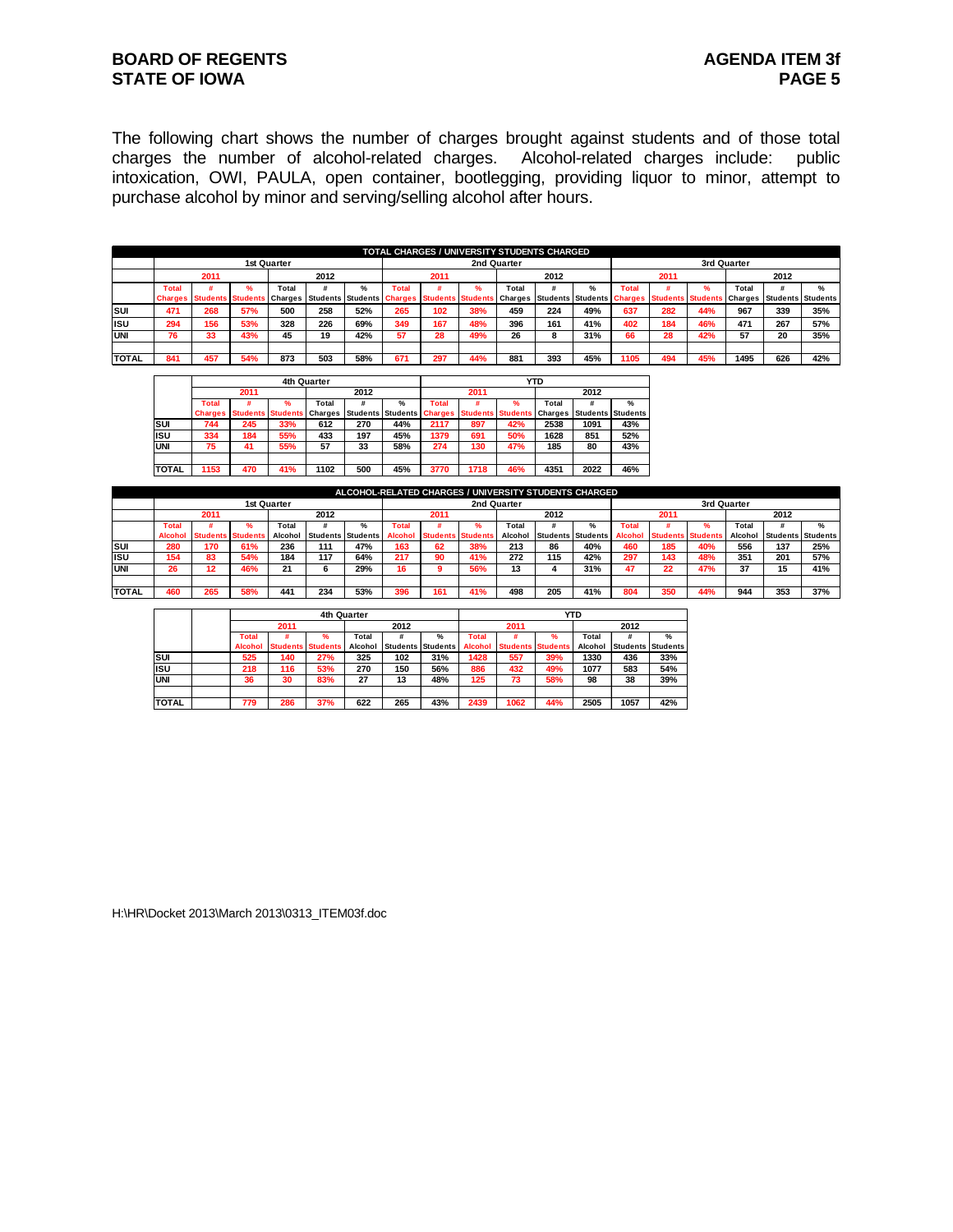The following chart shows the number of charges brought against students and of those total charges the number of alcohol-related charges. Alcohol-related charges include: public intoxication, OWI, PAULA, open container, bootlegging, providing liquor to minor, attempt to purchase alcohol by minor and serving/selling alcohol after hours.

**TOTAL CHARGES / UNIVERSITY STUDENTS CHARGED**

| | 1st Quarter | | | | | | 2nd Quarter | | | | | | 3rd Quarter | | | | | |
|---|---|---|---|---|---|---|---|---|---|---|---|---|---|---|---|---|---|---|
| | 2011 | | | 2012 | | | 2011 | | | 2012 | | | 2011 | | | 2012 | | |
| | Total Charges | # Students | % Students | Total Charges | # Students | % Students | Total Charges | # Students | % Students | Total Charges | # Students | % Students | Total Charges | # Students | % Students | Total Charges | # Students | % Students |
| SUI | 471 | 268 | 57% | 500 | 258 | 52% | 265 | 102 | 38% | 459 | 224 | 49% | 637 | 282 | 44% | 967 | 339 | 35% |
| ISU | 294 | 156 | 53% | 328 | 226 | 69% | 349 | 167 | 48% | 396 | 161 | 41% | 402 | 184 | 46% | 471 | 267 | 57% |
| UNI | 76 | 33 | 43% | 45 | 19 | 42% | 57 | 28 | 49% | 26 | 8 | 31% | 66 | 28 | 42% | 57 | 20 | 35% |
| | | | | | | | | | | | | | | | | | | |
| TOTAL | 841 | 457 | 54% | 873 | 503 | 58% | 671 | 297 | 44% | 881 | 393 | 45% | 1105 | 494 | 45% | 1495 | 626 | 42% |

| | 4th Quarter | | | | | | YTD | | | | | |
|---|---|---|---|---|---|---|---|---|---|---|---|---|
| | 2011 | | | 2012 | | | 2011 | | | 2012 | | |
| | Total Charges | # Students | % Students | Total Charges | # Students | % Students | Total Charges | # Students | % Students | Total Charges | # Students | % Students |
| SUI | 744 | 245 | 33% | 612 | 270 | 44% | 2117 | 897 | 42% | 2538 | 1091 | 43% |
| ISU | 334 | 184 | 55% | 433 | 197 | 45% | 1379 | 691 | 50% | 1628 | 851 | 52% |
| UNI | 75 | 41 | 55% | 57 | 33 | 58% | 274 | 130 | 47% | 185 | 80 | 43% |
| | | | | | | | | | | | | |
| TOTAL | 1153 | 470 | 41% | 1102 | 500 | 45% | 3770 | 1718 | 46% | 4351 | 2022 | 46% |

**ALCOHOL-RELATED CHARGES / UNIVERSITY STUDENTS CHARGED**

| | 1st Quarter | | | | | | 2nd Quarter | | | | | | 3rd Quarter | | | | | |
|---|---|---|---|---|---|---|---|---|---|---|---|---|---|---|---|---|---|---|
| | 2011 | | | 2012 | | | 2011 | | | 2012 | | | 2011 | | | 2012 | | |
| | Total Alcohol | # Students | % Students | Total Alcohol | # Students | % Students | Total Alcohol | # Students | % Students | Total Alcohol | # Students | % Students | Total Alcohol | # Students | % Students | Total Alcohol | # Students | % Students |
| SUI | 280 | 170 | 61% | 236 | 111 | 47% | 163 | 62 | 38% | 213 | 86 | 40% | 460 | 185 | 40% | 556 | 137 | 25% |
| ISU | 154 | 83 | 54% | 184 | 117 | 64% | 217 | 90 | 41% | 272 | 115 | 42% | 297 | 143 | 48% | 351 | 201 | 57% |
| UNI | 26 | 12 | 46% | 21 | 6 | 29% | 16 | 9 | 56% | 13 | 4 | 31% | 47 | 22 | 47% | 37 | 15 | 41% |
| | | | | | | | | | | | | | | | | | | |
| TOTAL | 460 | 265 | 58% | 441 | 234 | 53% | 396 | 161 | 41% | 498 | 205 | 41% | 804 | 350 | 44% | 944 | 353 | 37% |

| | 4th Quarter | | | | | | YTD | | | | | |
|---|---|---|---|---|---|---|---|---|---|---|---|---|
| | 2011 | | | 2012 | | | 2011 | | | 2012 | | |
| | Total Alcohol | # Students | % Students | Total Alcohol | # Students | % Students | Total Alcohol | # Students | % Students | Total Alcohol | # Students | % Students |
| SUI | 525 | 140 | 27% | 325 | 102 | 31% | 1428 | 557 | 39% | 1330 | 436 | 33% |
| ISU | 218 | 116 | 53% | 270 | 150 | 56% | 886 | 432 | 49% | 1077 | 583 | 54% |
| UNI | 36 | 30 | 83% | 27 | 13 | 48% | 125 | 73 | 58% | 98 | 38 | 39% |
| | | | | | | | | | | | | |
| TOTAL | 779 | 286 | 37% | 622 | 265 | 43% | 2439 | 1062 | 44% | 2505 | 1057 | 42% |

H:\HR\Docket 2013\March 2013\0313_ITEM03f.doc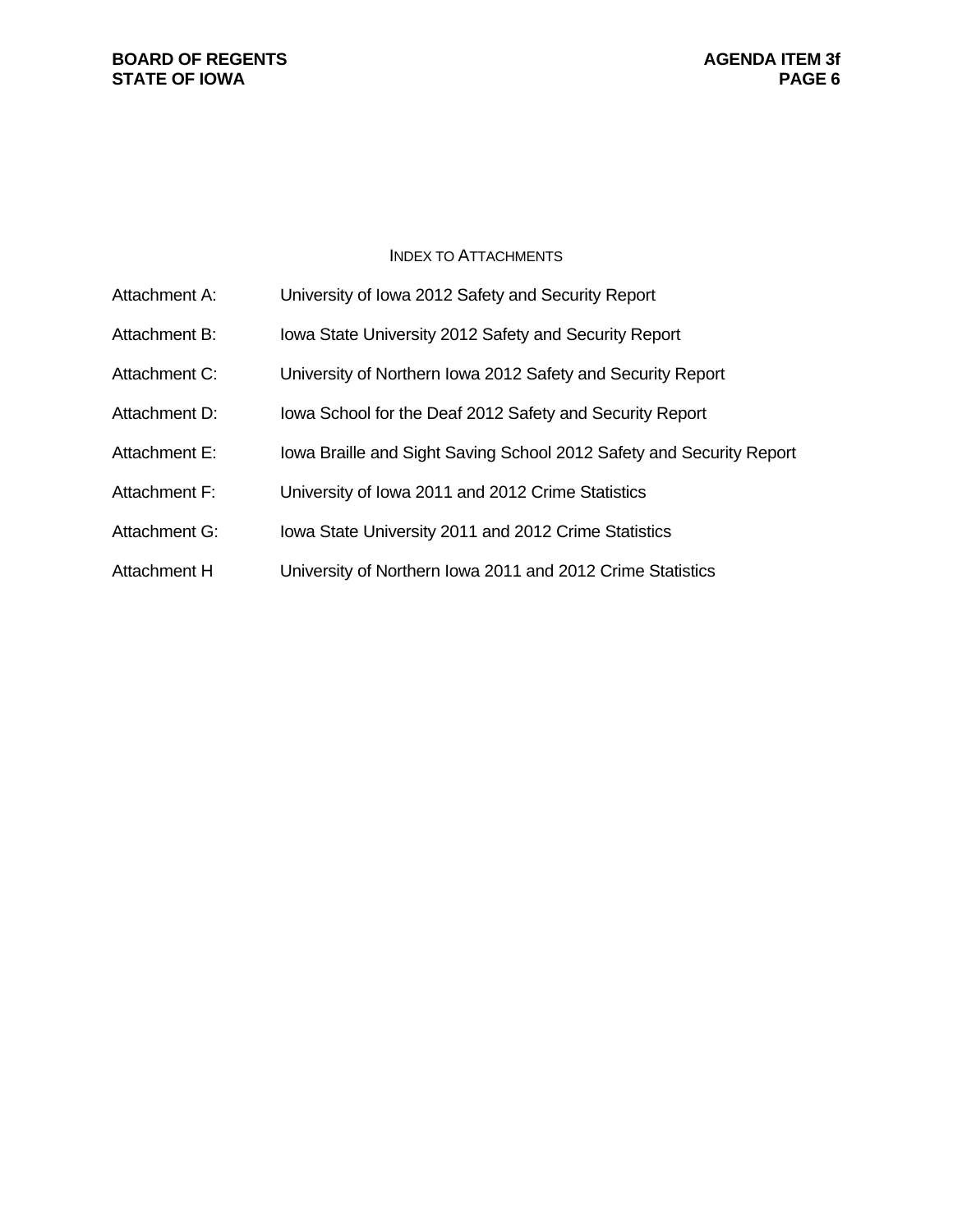## INDEX TO ATTACHMENTS

| | |
|---|---|
| Attachment A: | University of Iowa 2012 Safety and Security Report |
| Attachment B: | Iowa State University 2012 Safety and Security Report |
| Attachment C: | University of Northern Iowa 2012 Safety and Security Report |
| Attachment D: | Iowa School for the Deaf 2012 Safety and Security Report |
| Attachment E: | Iowa Braille and Sight Saving School 2012 Safety and Security Report |
| Attachment F: | University of Iowa 2011 and 2012 Crime Statistics |
| Attachment G: | Iowa State University 2011 and 2012 Crime Statistics |
| Attachment H | University of Northern Iowa 2011 and 2012 Crime Statistics |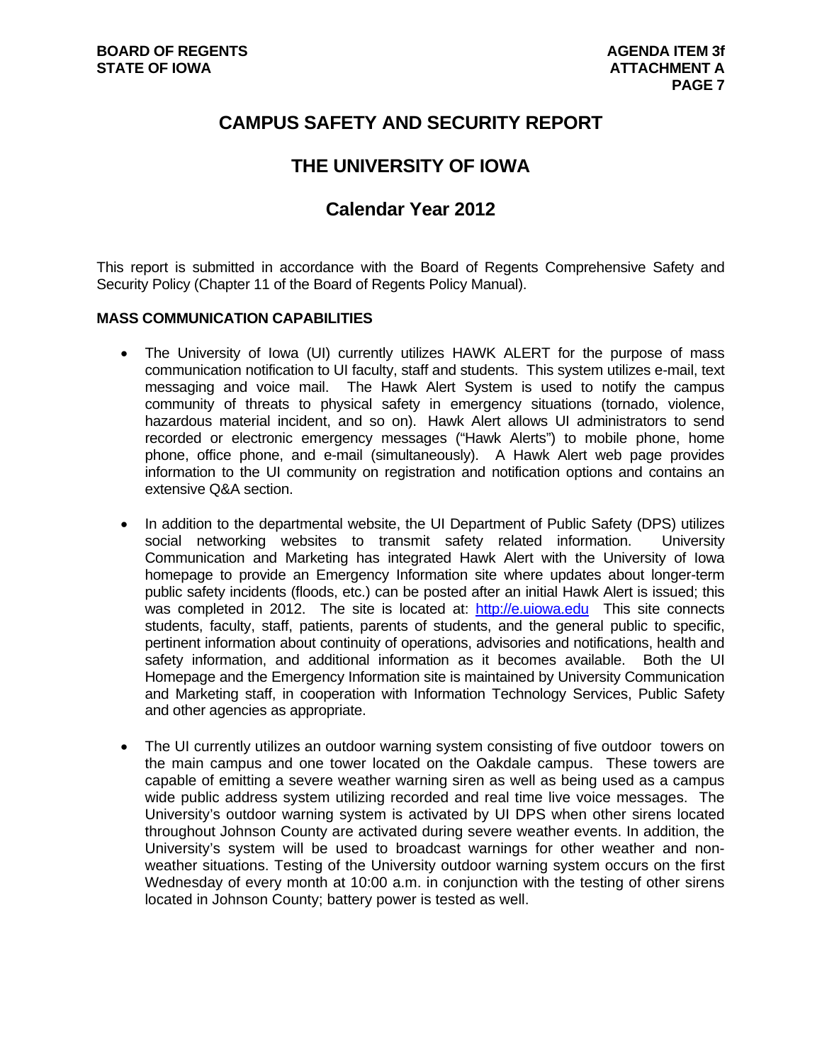# CAMPUS SAFETY AND SECURITY REPORT

## THE UNIVERSITY OF IOWA

## Calendar Year 2012

This report is submitted in accordance with the Board of Regents Comprehensive Safety and Security Policy (Chapter 11 of the Board of Regents Policy Manual).

**MASS COMMUNICATION CAPABILITIES**

- The University of Iowa (UI) currently utilizes HAWK ALERT for the purpose of mass communication notification to UI faculty, staff and students. This system utilizes e-mail, text messaging and voice mail. The Hawk Alert System is used to notify the campus community of threats to physical safety in emergency situations (tornado, violence, hazardous material incident, and so on). Hawk Alert allows UI administrators to send recorded or electronic emergency messages ("Hawk Alerts") to mobile phone, home phone, office phone, and e-mail (simultaneously). A Hawk Alert web page provides information to the UI community on registration and notification options and contains an extensive Q&A section.

- In addition to the departmental website, the UI Department of Public Safety (DPS) utilizes social networking websites to transmit safety related information. University Communication and Marketing has integrated Hawk Alert with the University of Iowa homepage to provide an Emergency Information site where updates about longer-term public safety incidents (floods, etc.) can be posted after an initial Hawk Alert is issued; this was completed in 2012. The site is located at: http://e.uiowa.edu This site connects students, faculty, staff, patients, parents of students, and the general public to specific, pertinent information about continuity of operations, advisories and notifications, health and safety information, and additional information as it becomes available. Both the UI Homepage and the Emergency Information site is maintained by University Communication and Marketing staff, in cooperation with Information Technology Services, Public Safety and other agencies as appropriate.

- The UI currently utilizes an outdoor warning system consisting of five outdoor towers on the main campus and one tower located on the Oakdale campus. These towers are capable of emitting a severe weather warning siren as well as being used as a campus wide public address system utilizing recorded and real time live voice messages. The University's outdoor warning system is activated by UI DPS when other sirens located throughout Johnson County are activated during severe weather events. In addition, the University's system will be used to broadcast warnings for other weather and non-weather situations. Testing of the University outdoor warning system occurs on the first Wednesday of every month at 10:00 a.m. in conjunction with the testing of other sirens located in Johnson County; battery power is tested as well.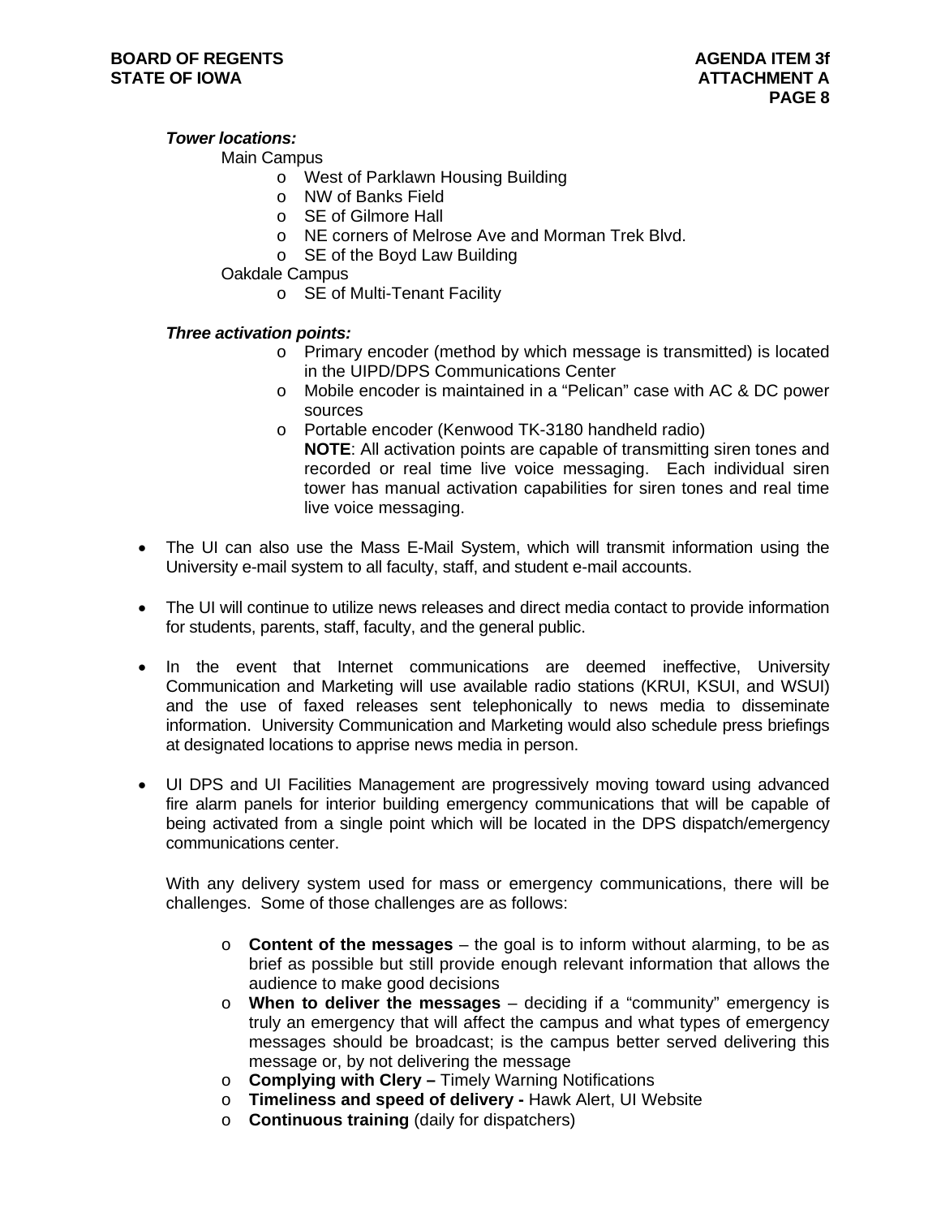***Tower locations:***

Main Campus

- West of Parklawn Housing Building
- NW of Banks Field
- SE of Gilmore Hall
- NE corners of Melrose Ave and Morman Trek Blvd.
- SE of the Boyd Law Building

Oakdale Campus

- SE of Multi-Tenant Facility

***Three activation points:***

- Primary encoder (method by which message is transmitted) is located in the UIPD/DPS Communications Center
- Mobile encoder is maintained in a "Pelican" case with AC & DC power sources
- Portable encoder (Kenwood TK-3180 handheld radio)

  **NOTE**: All activation points are capable of transmitting siren tones and recorded or real time live voice messaging. Each individual siren tower has manual activation capabilities for siren tones and real time live voice messaging.

- The UI can also use the Mass E-Mail System, which will transmit information using the University e-mail system to all faculty, staff, and student e-mail accounts.

- The UI will continue to utilize news releases and direct media contact to provide information for students, parents, staff, faculty, and the general public.

- In the event that Internet communications are deemed ineffective, University Communication and Marketing will use available radio stations (KRUI, KSUI, and WSUI) and the use of faxed releases sent telephonically to news media to disseminate information. University Communication and Marketing would also schedule press briefings at designated locations to apprise news media in person.

- UI DPS and UI Facilities Management are progressively moving toward using advanced fire alarm panels for interior building emergency communications that will be capable of being activated from a single point which will be located in the DPS dispatch/emergency communications center.

  With any delivery system used for mass or emergency communications, there will be challenges. Some of those challenges are as follows:

  - **Content of the messages** – the goal is to inform without alarming, to be as brief as possible but still provide enough relevant information that allows the audience to make good decisions
  - **When to deliver the messages** – deciding if a "community" emergency is truly an emergency that will affect the campus and what types of emergency messages should be broadcast; is the campus better served delivering this message or, by not delivering the message
  - **Complying with Clery –** Timely Warning Notifications
  - **Timeliness and speed of delivery -** Hawk Alert, UI Website
  - **Continuous training** (daily for dispatchers)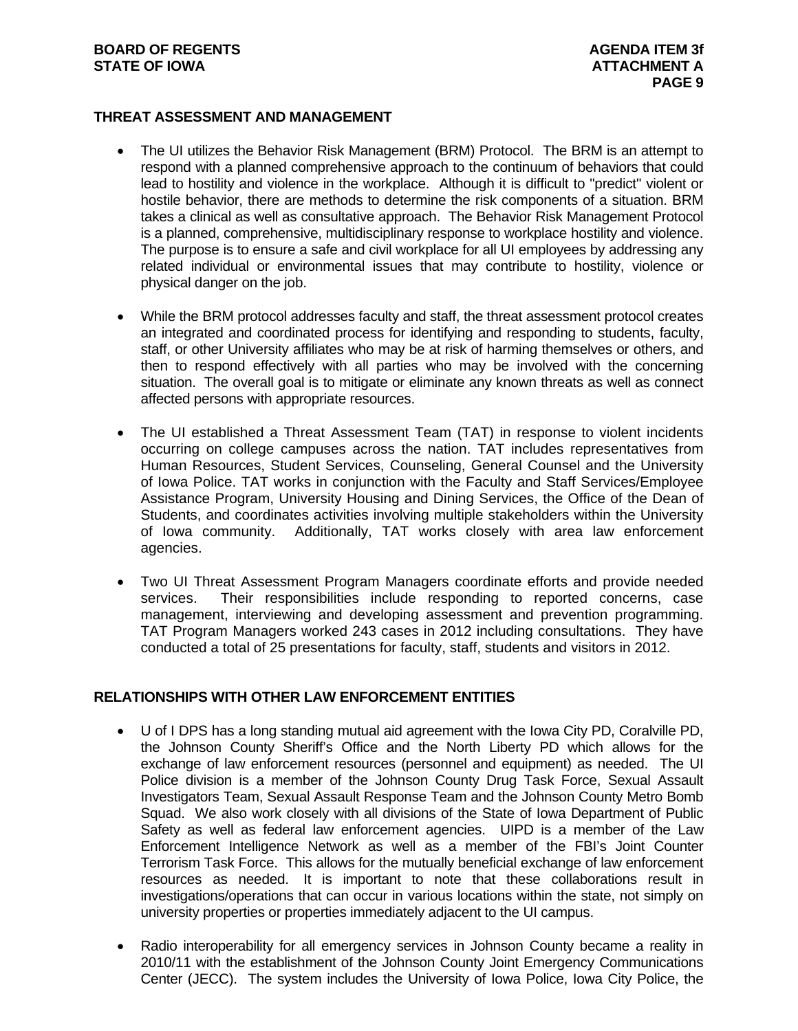## THREAT ASSESSMENT AND MANAGEMENT

- The UI utilizes the Behavior Risk Management (BRM) Protocol. The BRM is an attempt to respond with a planned comprehensive approach to the continuum of behaviors that could lead to hostility and violence in the workplace. Although it is difficult to "predict" violent or hostile behavior, there are methods to determine the risk components of a situation. BRM takes a clinical as well as consultative approach. The Behavior Risk Management Protocol is a planned, comprehensive, multidisciplinary response to workplace hostility and violence. The purpose is to ensure a safe and civil workplace for all UI employees by addressing any related individual or environmental issues that may contribute to hostility, violence or physical danger on the job.

- While the BRM protocol addresses faculty and staff, the threat assessment protocol creates an integrated and coordinated process for identifying and responding to students, faculty, staff, or other University affiliates who may be at risk of harming themselves or others, and then to respond effectively with all parties who may be involved with the concerning situation. The overall goal is to mitigate or eliminate any known threats as well as connect affected persons with appropriate resources.

- The UI established a Threat Assessment Team (TAT) in response to violent incidents occurring on college campuses across the nation. TAT includes representatives from Human Resources, Student Services, Counseling, General Counsel and the University of Iowa Police. TAT works in conjunction with the Faculty and Staff Services/Employee Assistance Program, University Housing and Dining Services, the Office of the Dean of Students, and coordinates activities involving multiple stakeholders within the University of Iowa community. Additionally, TAT works closely with area law enforcement agencies.

- Two UI Threat Assessment Program Managers coordinate efforts and provide needed services. Their responsibilities include responding to reported concerns, case management, interviewing and developing assessment and prevention programming. TAT Program Managers worked 243 cases in 2012 including consultations. They have conducted a total of 25 presentations for faculty, staff, students and visitors in 2012.

## RELATIONSHIPS WITH OTHER LAW ENFORCEMENT ENTITIES

- U of I DPS has a long standing mutual aid agreement with the Iowa City PD, Coralville PD, the Johnson County Sheriff's Office and the North Liberty PD which allows for the exchange of law enforcement resources (personnel and equipment) as needed. The UI Police division is a member of the Johnson County Drug Task Force, Sexual Assault Investigators Team, Sexual Assault Response Team and the Johnson County Metro Bomb Squad. We also work closely with all divisions of the State of Iowa Department of Public Safety as well as federal law enforcement agencies. UIPD is a member of the Law Enforcement Intelligence Network as well as a member of the FBI's Joint Counter Terrorism Task Force. This allows for the mutually beneficial exchange of law enforcement resources as needed. It is important to note that these collaborations result in investigations/operations that can occur in various locations within the state, not simply on university properties or properties immediately adjacent to the UI campus.

- Radio interoperability for all emergency services in Johnson County became a reality in 2010/11 with the establishment of the Johnson County Joint Emergency Communications Center (JECC). The system includes the University of Iowa Police, Iowa City Police, the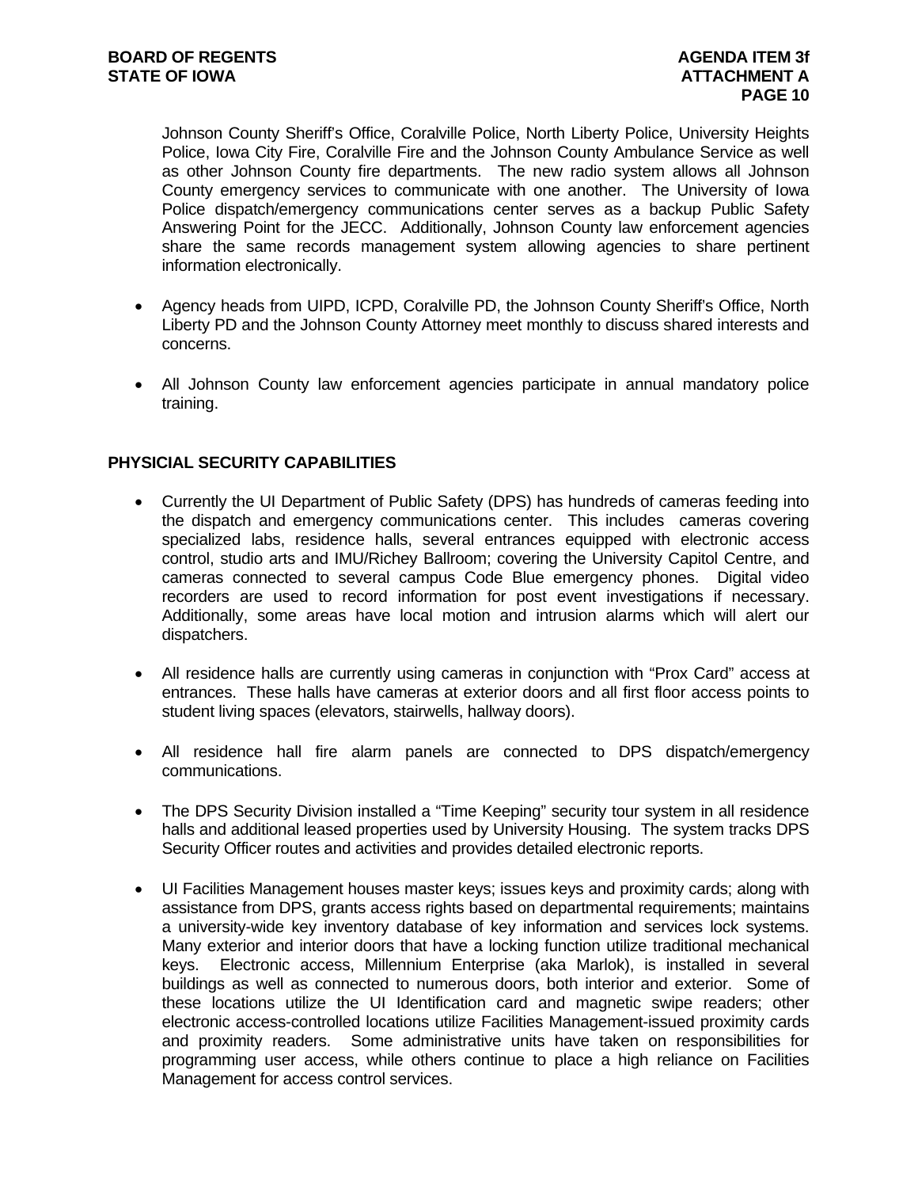Johnson County Sheriff's Office, Coralville Police, North Liberty Police, University Heights Police, Iowa City Fire, Coralville Fire and the Johnson County Ambulance Service as well as other Johnson County fire departments. The new radio system allows all Johnson County emergency services to communicate with one another. The University of Iowa Police dispatch/emergency communications center serves as a backup Public Safety Answering Point for the JECC. Additionally, Johnson County law enforcement agencies share the same records management system allowing agencies to share pertinent information electronically.

- Agency heads from UIPD, ICPD, Coralville PD, the Johnson County Sheriff's Office, North Liberty PD and the Johnson County Attorney meet monthly to discuss shared interests and concerns.

- All Johnson County law enforcement agencies participate in annual mandatory police training.

## PHYSICIAL SECURITY CAPABILITIES

- Currently the UI Department of Public Safety (DPS) has hundreds of cameras feeding into the dispatch and emergency communications center. This includes cameras covering specialized labs, residence halls, several entrances equipped with electronic access control, studio arts and IMU/Richey Ballroom; covering the University Capitol Centre, and cameras connected to several campus Code Blue emergency phones. Digital video recorders are used to record information for post event investigations if necessary. Additionally, some areas have local motion and intrusion alarms which will alert our dispatchers.

- All residence halls are currently using cameras in conjunction with "Prox Card" access at entrances. These halls have cameras at exterior doors and all first floor access points to student living spaces (elevators, stairwells, hallway doors).

- All residence hall fire alarm panels are connected to DPS dispatch/emergency communications.

- The DPS Security Division installed a "Time Keeping" security tour system in all residence halls and additional leased properties used by University Housing. The system tracks DPS Security Officer routes and activities and provides detailed electronic reports.

- UI Facilities Management houses master keys; issues keys and proximity cards; along with assistance from DPS, grants access rights based on departmental requirements; maintains a university-wide key inventory database of key information and services lock systems. Many exterior and interior doors that have a locking function utilize traditional mechanical keys. Electronic access, Millennium Enterprise (aka Marlok), is installed in several buildings as well as connected to numerous doors, both interior and exterior. Some of these locations utilize the UI Identification card and magnetic swipe readers; other electronic access-controlled locations utilize Facilities Management-issued proximity cards and proximity readers. Some administrative units have taken on responsibilities for programming user access, while others continue to place a high reliance on Facilities Management for access control services.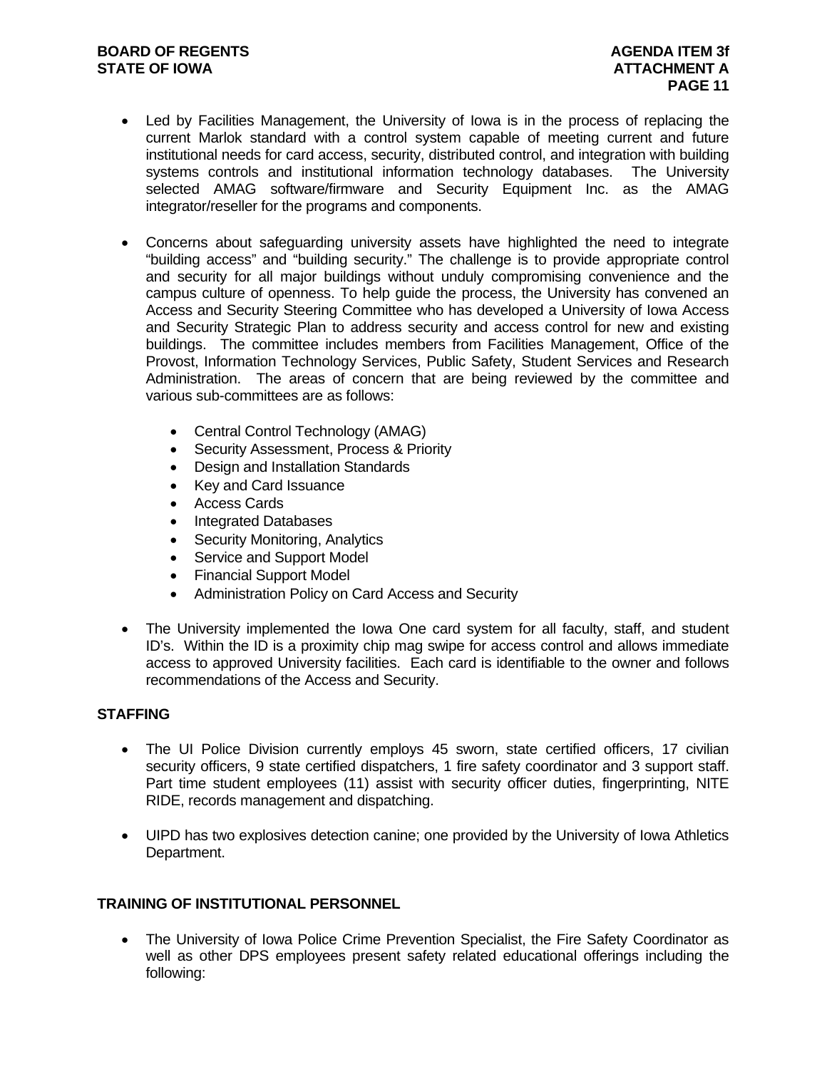- Led by Facilities Management, the University of Iowa is in the process of replacing the current Marlok standard with a control system capable of meeting current and future institutional needs for card access, security, distributed control, and integration with building systems controls and institutional information technology databases. The University selected AMAG software/firmware and Security Equipment Inc. as the AMAG integrator/reseller for the programs and components.

- Concerns about safeguarding university assets have highlighted the need to integrate "building access" and "building security." The challenge is to provide appropriate control and security for all major buildings without unduly compromising convenience and the campus culture of openness. To help guide the process, the University has convened an Access and Security Steering Committee who has developed a University of Iowa Access and Security Strategic Plan to address security and access control for new and existing buildings. The committee includes members from Facilities Management, Office of the Provost, Information Technology Services, Public Safety, Student Services and Research Administration. The areas of concern that are being reviewed by the committee and various sub-committees are as follows:

  - Central Control Technology (AMAG)
  - Security Assessment, Process & Priority
  - Design and Installation Standards
  - Key and Card Issuance
  - Access Cards
  - Integrated Databases
  - Security Monitoring, Analytics
  - Service and Support Model
  - Financial Support Model
  - Administration Policy on Card Access and Security

- The University implemented the Iowa One card system for all faculty, staff, and student ID's. Within the ID is a proximity chip mag swipe for access control and allows immediate access to approved University facilities. Each card is identifiable to the owner and follows recommendations of the Access and Security.

## STAFFING

- The UI Police Division currently employs 45 sworn, state certified officers, 17 civilian security officers, 9 state certified dispatchers, 1 fire safety coordinator and 3 support staff. Part time student employees (11) assist with security officer duties, fingerprinting, NITE RIDE, records management and dispatching.

- UIPD has two explosives detection canine; one provided by the University of Iowa Athletics Department.

## TRAINING OF INSTITUTIONAL PERSONNEL

- The University of Iowa Police Crime Prevention Specialist, the Fire Safety Coordinator as well as other DPS employees present safety related educational offerings including the following: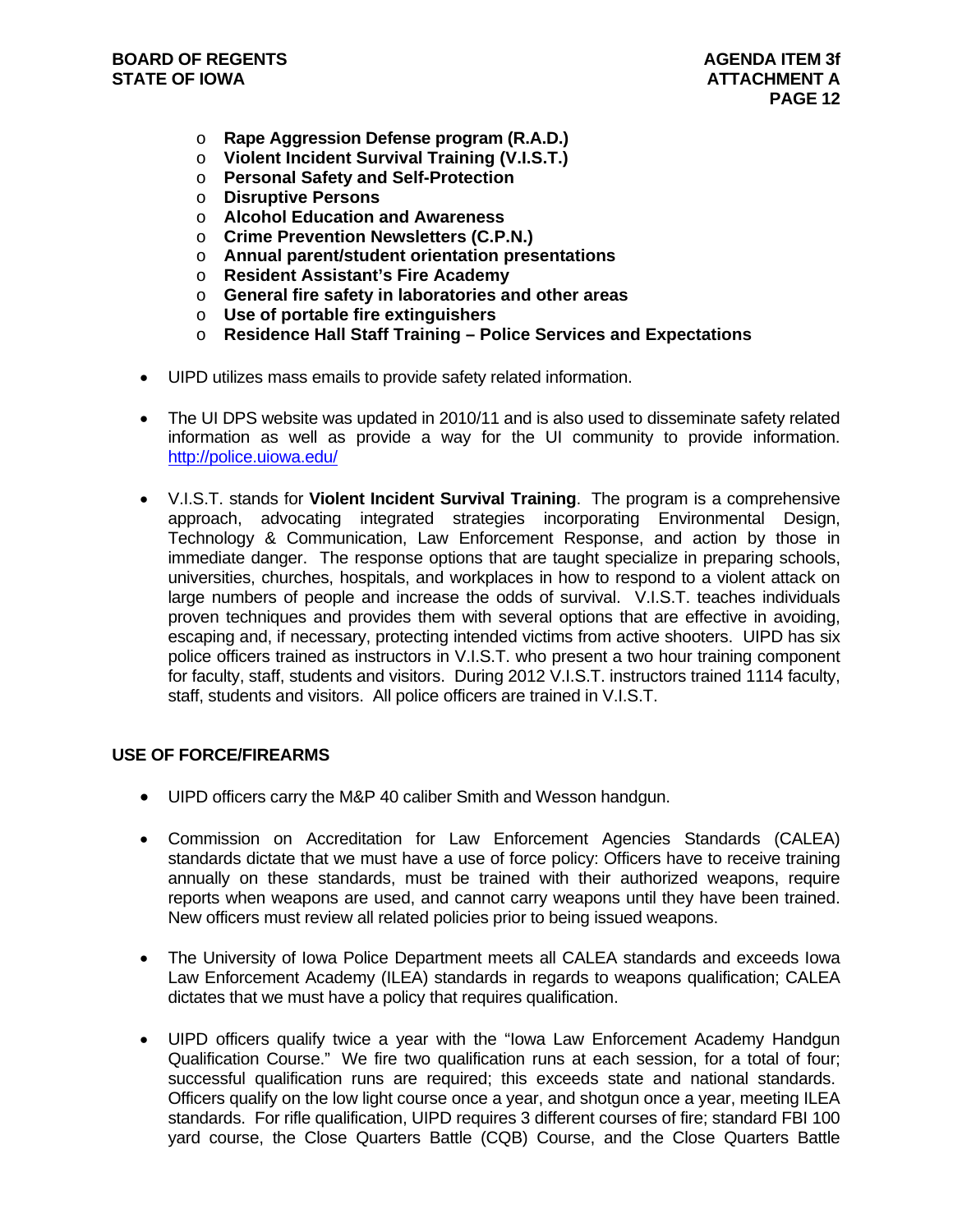- **Rape Aggression Defense program (R.A.D.)**
  - **Violent Incident Survival Training (V.I.S.T.)**
  - **Personal Safety and Self-Protection**
  - **Disruptive Persons**
  - **Alcohol Education and Awareness**
  - **Crime Prevention Newsletters (C.P.N.)**
  - **Annual parent/student orientation presentations**
  - **Resident Assistant's Fire Academy**
  - **General fire safety in laboratories and other areas**
  - **Use of portable fire extinguishers**
  - **Residence Hall Staff Training – Police Services and Expectations**

- UIPD utilizes mass emails to provide safety related information.

- The UI DPS website was updated in 2010/11 and is also used to disseminate safety related information as well as provide a way for the UI community to provide information. http://police.uiowa.edu/

- V.I.S.T. stands for **Violent Incident Survival Training**. The program is a comprehensive approach, advocating integrated strategies incorporating Environmental Design, Technology & Communication, Law Enforcement Response, and action by those in immediate danger. The response options that are taught specialize in preparing schools, universities, churches, hospitals, and workplaces in how to respond to a violent attack on large numbers of people and increase the odds of survival. V.I.S.T. teaches individuals proven techniques and provides them with several options that are effective in avoiding, escaping and, if necessary, protecting intended victims from active shooters. UIPD has six police officers trained as instructors in V.I.S.T. who present a two hour training component for faculty, staff, students and visitors. During 2012 V.I.S.T. instructors trained 1114 faculty, staff, students and visitors. All police officers are trained in V.I.S.T.

**USE OF FORCE/FIREARMS**

- UIPD officers carry the M&P 40 caliber Smith and Wesson handgun.

- Commission on Accreditation for Law Enforcement Agencies Standards (CALEA) standards dictate that we must have a use of force policy: Officers have to receive training annually on these standards, must be trained with their authorized weapons, require reports when weapons are used, and cannot carry weapons until they have been trained. New officers must review all related policies prior to being issued weapons.

- The University of Iowa Police Department meets all CALEA standards and exceeds Iowa Law Enforcement Academy (ILEA) standards in regards to weapons qualification; CALEA dictates that we must have a policy that requires qualification.

- UIPD officers qualify twice a year with the "Iowa Law Enforcement Academy Handgun Qualification Course." We fire two qualification runs at each session, for a total of four; successful qualification runs are required; this exceeds state and national standards. Officers qualify on the low light course once a year, and shotgun once a year, meeting ILEA standards. For rifle qualification, UIPD requires 3 different courses of fire; standard FBI 100 yard course, the Close Quarters Battle (CQB) Course, and the Close Quarters Battle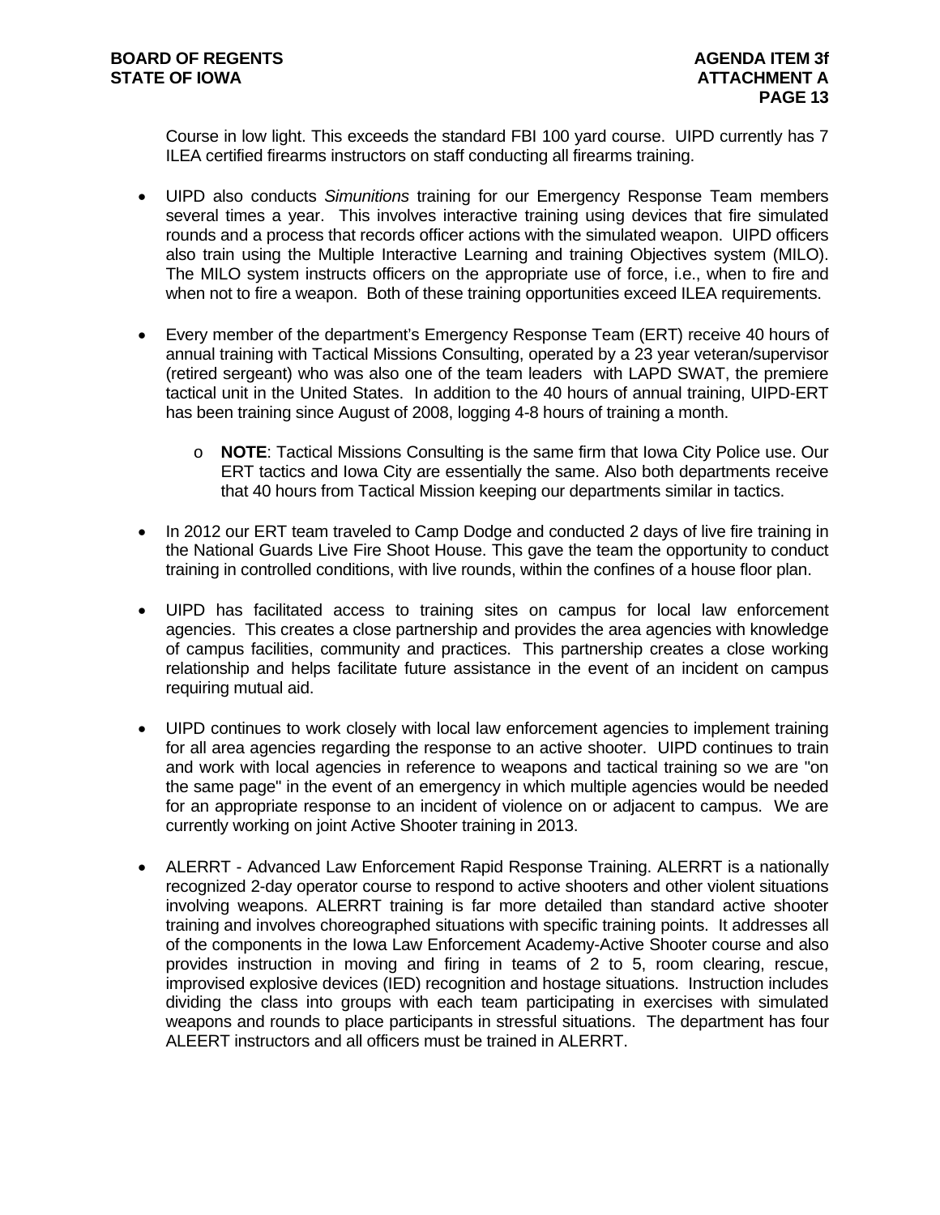Course in low light. This exceeds the standard FBI 100 yard course. UIPD currently has 7 ILEA certified firearms instructors on staff conducting all firearms training.

- UIPD also conducts *Simunitions* training for our Emergency Response Team members several times a year. This involves interactive training using devices that fire simulated rounds and a process that records officer actions with the simulated weapon. UIPD officers also train using the Multiple Interactive Learning and training Objectives system (MILO). The MILO system instructs officers on the appropriate use of force, i.e., when to fire and when not to fire a weapon. Both of these training opportunities exceed ILEA requirements.

- Every member of the department's Emergency Response Team (ERT) receive 40 hours of annual training with Tactical Missions Consulting, operated by a 23 year veteran/supervisor (retired sergeant) who was also one of the team leaders with LAPD SWAT, the premiere tactical unit in the United States. In addition to the 40 hours of annual training, UIPD-ERT has been training since August of 2008, logging 4-8 hours of training a month.

    - **NOTE**: Tactical Missions Consulting is the same firm that Iowa City Police use. Our ERT tactics and Iowa City are essentially the same. Also both departments receive that 40 hours from Tactical Mission keeping our departments similar in tactics.

- In 2012 our ERT team traveled to Camp Dodge and conducted 2 days of live fire training in the National Guards Live Fire Shoot House. This gave the team the opportunity to conduct training in controlled conditions, with live rounds, within the confines of a house floor plan.

- UIPD has facilitated access to training sites on campus for local law enforcement agencies. This creates a close partnership and provides the area agencies with knowledge of campus facilities, community and practices. This partnership creates a close working relationship and helps facilitate future assistance in the event of an incident on campus requiring mutual aid.

- UIPD continues to work closely with local law enforcement agencies to implement training for all area agencies regarding the response to an active shooter. UIPD continues to train and work with local agencies in reference to weapons and tactical training so we are "on the same page" in the event of an emergency in which multiple agencies would be needed for an appropriate response to an incident of violence on or adjacent to campus. We are currently working on joint Active Shooter training in 2013.

- ALERRT - Advanced Law Enforcement Rapid Response Training. ALERRT is a nationally recognized 2-day operator course to respond to active shooters and other violent situations involving weapons. ALERRT training is far more detailed than standard active shooter training and involves choreographed situations with specific training points. It addresses all of the components in the Iowa Law Enforcement Academy-Active Shooter course and also provides instruction in moving and firing in teams of 2 to 5, room clearing, rescue, improvised explosive devices (IED) recognition and hostage situations. Instruction includes dividing the class into groups with each team participating in exercises with simulated weapons and rounds to place participants in stressful situations. The department has four ALEERT instructors and all officers must be trained in ALERRT.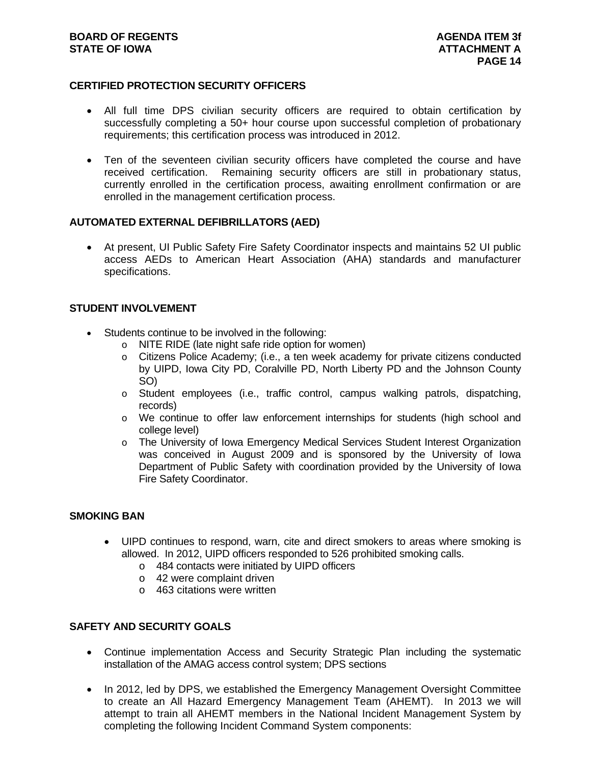## CERTIFIED PROTECTION SECURITY OFFICERS

- All full time DPS civilian security officers are required to obtain certification by successfully completing a 50+ hour course upon successful completion of probationary requirements; this certification process was introduced in 2012.
- Ten of the seventeen civilian security officers have completed the course and have received certification. Remaining security officers are still in probationary status, currently enrolled in the certification process, awaiting enrollment confirmation or are enrolled in the management certification process.

## AUTOMATED EXTERNAL DEFIBRILLATORS (AED)

- At present, UI Public Safety Fire Safety Coordinator inspects and maintains 52 UI public access AEDs to American Heart Association (AHA) standards and manufacturer specifications.

## STUDENT INVOLVEMENT

- Students continue to be involved in the following:
  - NITE RIDE (late night safe ride option for women)
  - Citizens Police Academy; (i.e., a ten week academy for private citizens conducted by UIPD, Iowa City PD, Coralville PD, North Liberty PD and the Johnson County SO)
  - Student employees (i.e., traffic control, campus walking patrols, dispatching, records)
  - We continue to offer law enforcement internships for students (high school and college level)
  - The University of Iowa Emergency Medical Services Student Interest Organization was conceived in August 2009 and is sponsored by the University of Iowa Department of Public Safety with coordination provided by the University of Iowa Fire Safety Coordinator.

## SMOKING BAN

- UIPD continues to respond, warn, cite and direct smokers to areas where smoking is allowed. In 2012, UIPD officers responded to 526 prohibited smoking calls.
  - 484 contacts were initiated by UIPD officers
  - 42 were complaint driven
  - 463 citations were written

## SAFETY AND SECURITY GOALS

- Continue implementation Access and Security Strategic Plan including the systematic installation of the AMAG access control system; DPS sections
- In 2012, led by DPS, we established the Emergency Management Oversight Committee to create an All Hazard Emergency Management Team (AHEMT). In 2013 we will attempt to train all AHEMT members in the National Incident Management System by completing the following Incident Command System components: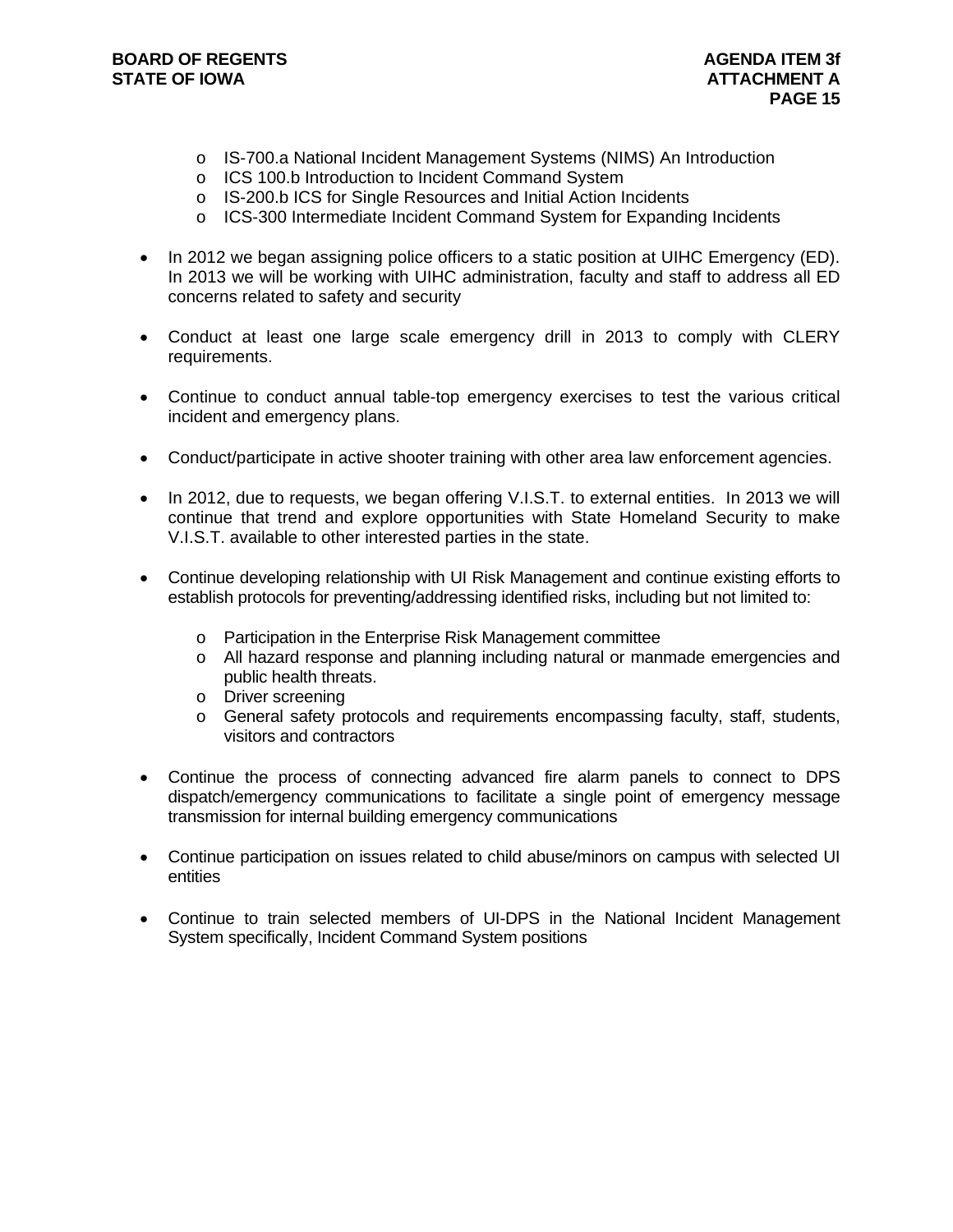- IS-700.a National Incident Management Systems (NIMS) An Introduction
  - ICS 100.b Introduction to Incident Command System
  - IS-200.b ICS for Single Resources and Initial Action Incidents
  - ICS-300 Intermediate Incident Command System for Expanding Incidents

- In 2012 we began assigning police officers to a static position at UIHC Emergency (ED). In 2013 we will be working with UIHC administration, faculty and staff to address all ED concerns related to safety and security

- Conduct at least one large scale emergency drill in 2013 to comply with CLERY requirements.

- Continue to conduct annual table-top emergency exercises to test the various critical incident and emergency plans.

- Conduct/participate in active shooter training with other area law enforcement agencies.

- In 2012, due to requests, we began offering V.I.S.T. to external entities. In 2013 we will continue that trend and explore opportunities with State Homeland Security to make V.I.S.T. available to other interested parties in the state.

- Continue developing relationship with UI Risk Management and continue existing efforts to establish protocols for preventing/addressing identified risks, including but not limited to:

  - Participation in the Enterprise Risk Management committee
  - All hazard response and planning including natural or manmade emergencies and public health threats.
  - Driver screening
  - General safety protocols and requirements encompassing faculty, staff, students, visitors and contractors

- Continue the process of connecting advanced fire alarm panels to connect to DPS dispatch/emergency communications to facilitate a single point of emergency message transmission for internal building emergency communications

- Continue participation on issues related to child abuse/minors on campus with selected UI entities

- Continue to train selected members of UI-DPS in the National Incident Management System specifically, Incident Command System positions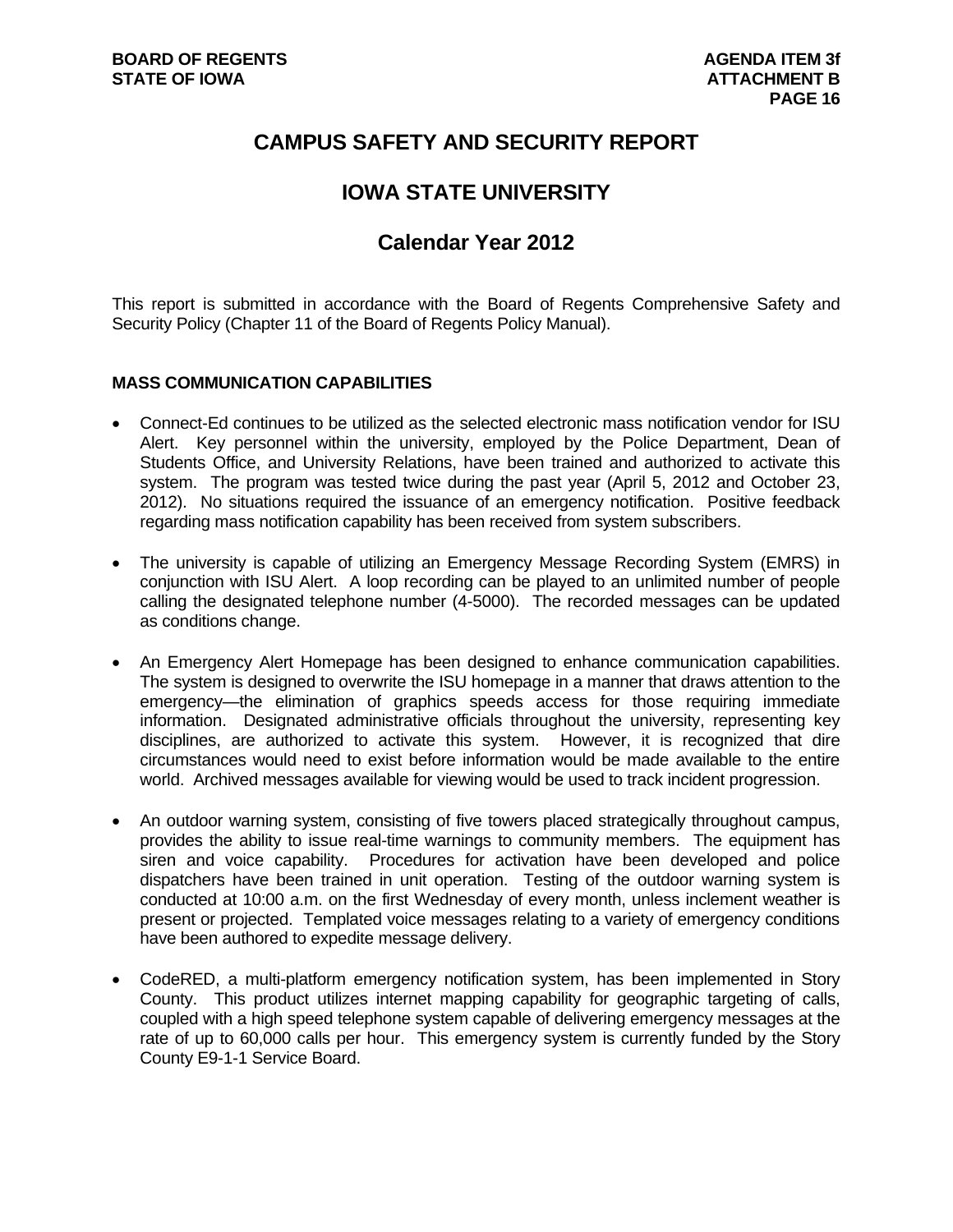# CAMPUS SAFETY AND SECURITY REPORT

## IOWA STATE UNIVERSITY

## Calendar Year 2012

This report is submitted in accordance with the Board of Regents Comprehensive Safety and Security Policy (Chapter 11 of the Board of Regents Policy Manual).

### MASS COMMUNICATION CAPABILITIES

- Connect-Ed continues to be utilized as the selected electronic mass notification vendor for ISU Alert. Key personnel within the university, employed by the Police Department, Dean of Students Office, and University Relations, have been trained and authorized to activate this system. The program was tested twice during the past year (April 5, 2012 and October 23, 2012). No situations required the issuance of an emergency notification. Positive feedback regarding mass notification capability has been received from system subscribers.

- The university is capable of utilizing an Emergency Message Recording System (EMRS) in conjunction with ISU Alert. A loop recording can be played to an unlimited number of people calling the designated telephone number (4-5000). The recorded messages can be updated as conditions change.

- An Emergency Alert Homepage has been designed to enhance communication capabilities. The system is designed to overwrite the ISU homepage in a manner that draws attention to the emergency—the elimination of graphics speeds access for those requiring immediate information. Designated administrative officials throughout the university, representing key disciplines, are authorized to activate this system. However, it is recognized that dire circumstances would need to exist before information would be made available to the entire world. Archived messages available for viewing would be used to track incident progression.

- An outdoor warning system, consisting of five towers placed strategically throughout campus, provides the ability to issue real-time warnings to community members. The equipment has siren and voice capability. Procedures for activation have been developed and police dispatchers have been trained in unit operation. Testing of the outdoor warning system is conducted at 10:00 a.m. on the first Wednesday of every month, unless inclement weather is present or projected. Templated voice messages relating to a variety of emergency conditions have been authored to expedite message delivery.

- CodeRED, a multi-platform emergency notification system, has been implemented in Story County. This product utilizes internet mapping capability for geographic targeting of calls, coupled with a high speed telephone system capable of delivering emergency messages at the rate of up to 60,000 calls per hour. This emergency system is currently funded by the Story County E9-1-1 Service Board.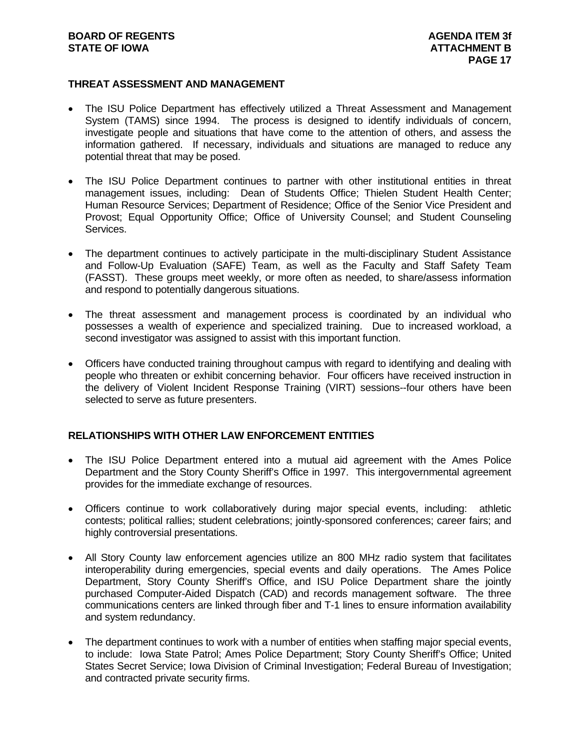## THREAT ASSESSMENT AND MANAGEMENT

- The ISU Police Department has effectively utilized a Threat Assessment and Management System (TAMS) since 1994. The process is designed to identify individuals of concern, investigate people and situations that have come to the attention of others, and assess the information gathered. If necessary, individuals and situations are managed to reduce any potential threat that may be posed.

- The ISU Police Department continues to partner with other institutional entities in threat management issues, including: Dean of Students Office; Thielen Student Health Center; Human Resource Services; Department of Residence; Office of the Senior Vice President and Provost; Equal Opportunity Office; Office of University Counsel; and Student Counseling Services.

- The department continues to actively participate in the multi-disciplinary Student Assistance and Follow-Up Evaluation (SAFE) Team, as well as the Faculty and Staff Safety Team (FASST). These groups meet weekly, or more often as needed, to share/assess information and respond to potentially dangerous situations.

- The threat assessment and management process is coordinated by an individual who possesses a wealth of experience and specialized training. Due to increased workload, a second investigator was assigned to assist with this important function.

- Officers have conducted training throughout campus with regard to identifying and dealing with people who threaten or exhibit concerning behavior. Four officers have received instruction in the delivery of Violent Incident Response Training (VIRT) sessions--four others have been selected to serve as future presenters.

## RELATIONSHIPS WITH OTHER LAW ENFORCEMENT ENTITIES

- The ISU Police Department entered into a mutual aid agreement with the Ames Police Department and the Story County Sheriff's Office in 1997. This intergovernmental agreement provides for the immediate exchange of resources.

- Officers continue to work collaboratively during major special events, including: athletic contests; political rallies; student celebrations; jointly-sponsored conferences; career fairs; and highly controversial presentations.

- All Story County law enforcement agencies utilize an 800 MHz radio system that facilitates interoperability during emergencies, special events and daily operations. The Ames Police Department, Story County Sheriff's Office, and ISU Police Department share the jointly purchased Computer-Aided Dispatch (CAD) and records management software. The three communications centers are linked through fiber and T-1 lines to ensure information availability and system redundancy.

- The department continues to work with a number of entities when staffing major special events, to include: Iowa State Patrol; Ames Police Department; Story County Sheriff's Office; United States Secret Service; Iowa Division of Criminal Investigation; Federal Bureau of Investigation; and contracted private security firms.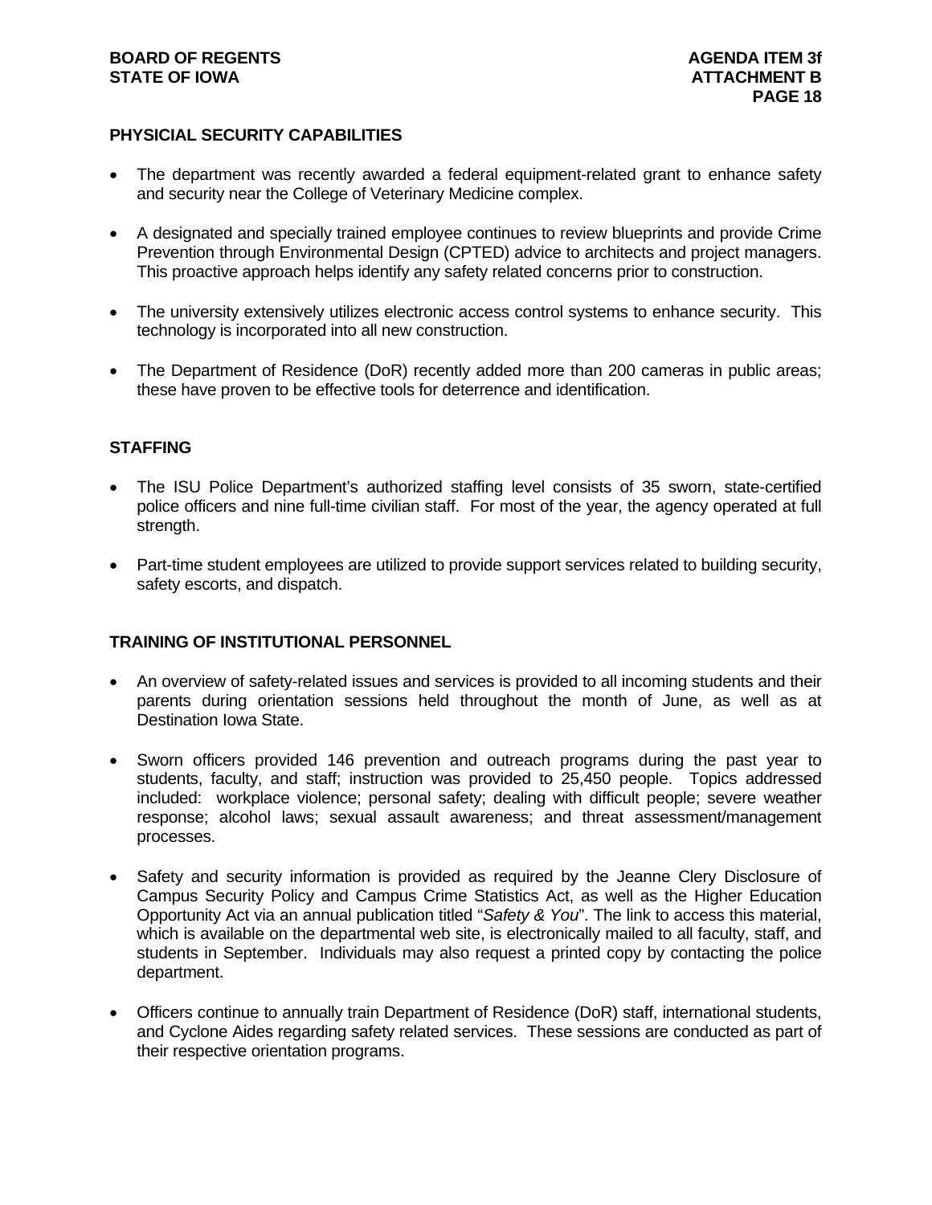## PHYSICIAL SECURITY CAPABILITIES

- The department was recently awarded a federal equipment-related grant to enhance safety and security near the College of Veterinary Medicine complex.
- A designated and specially trained employee continues to review blueprints and provide Crime Prevention through Environmental Design (CPTED) advice to architects and project managers. This proactive approach helps identify any safety related concerns prior to construction.
- The university extensively utilizes electronic access control systems to enhance security. This technology is incorporated into all new construction.
- The Department of Residence (DoR) recently added more than 200 cameras in public areas; these have proven to be effective tools for deterrence and identification.

## STAFFING

- The ISU Police Department's authorized staffing level consists of 35 sworn, state-certified police officers and nine full-time civilian staff. For most of the year, the agency operated at full strength.
- Part-time student employees are utilized to provide support services related to building security, safety escorts, and dispatch.

## TRAINING OF INSTITUTIONAL PERSONNEL

- An overview of safety-related issues and services is provided to all incoming students and their parents during orientation sessions held throughout the month of June, as well as at Destination Iowa State.
- Sworn officers provided 146 prevention and outreach programs during the past year to students, faculty, and staff; instruction was provided to 25,450 people. Topics addressed included: workplace violence; personal safety; dealing with difficult people; severe weather response; alcohol laws; sexual assault awareness; and threat assessment/management processes.
- Safety and security information is provided as required by the Jeanne Clery Disclosure of Campus Security Policy and Campus Crime Statistics Act, as well as the Higher Education Opportunity Act via an annual publication titled "*Safety & You*". The link to access this material, which is available on the departmental web site, is electronically mailed to all faculty, staff, and students in September. Individuals may also request a printed copy by contacting the police department.
- Officers continue to annually train Department of Residence (DoR) staff, international students, and Cyclone Aides regarding safety related services. These sessions are conducted as part of their respective orientation programs.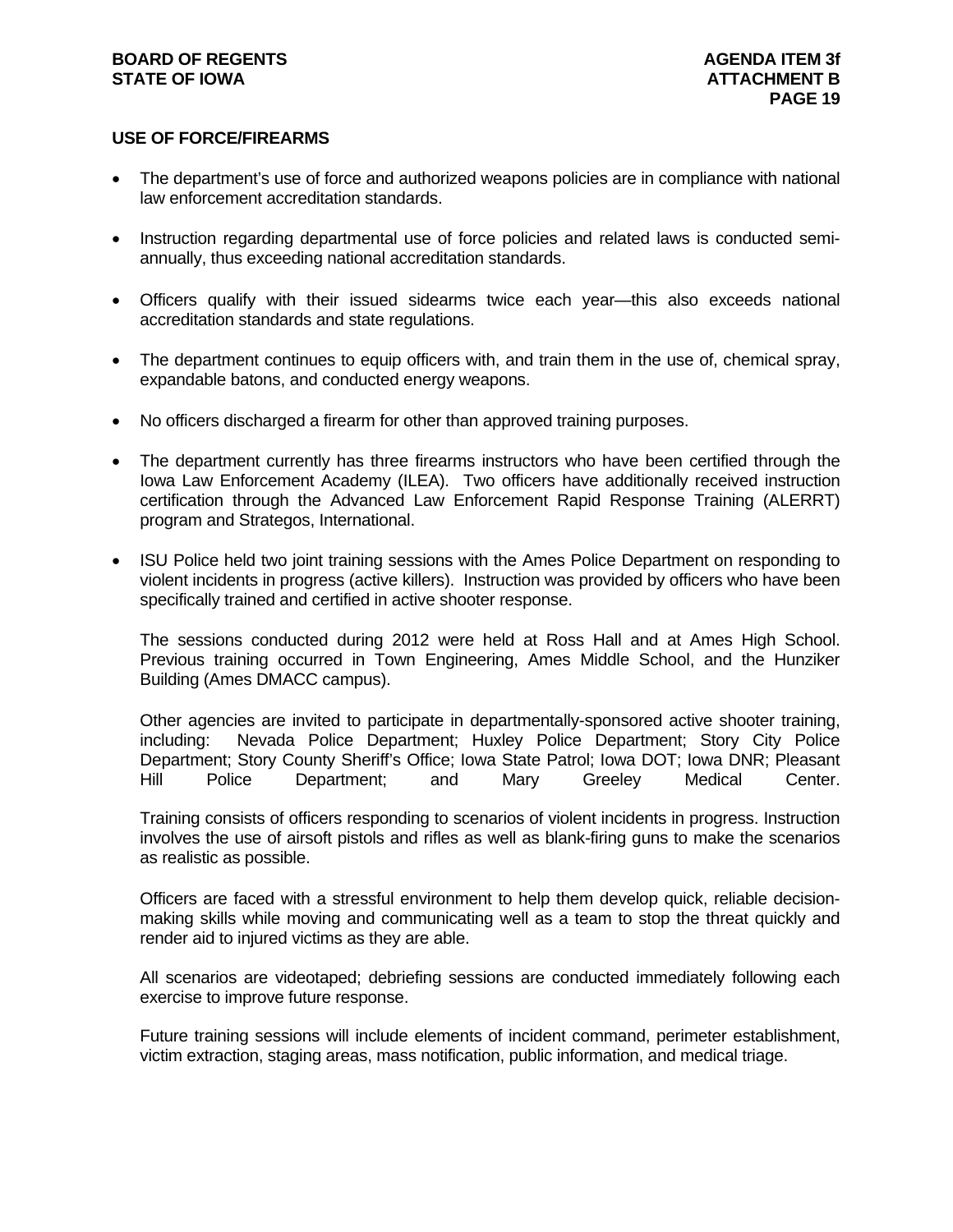## USE OF FORCE/FIREARMS

- The department's use of force and authorized weapons policies are in compliance with national law enforcement accreditation standards.

- Instruction regarding departmental use of force policies and related laws is conducted semi-annually, thus exceeding national accreditation standards.

- Officers qualify with their issued sidearms twice each year—this also exceeds national accreditation standards and state regulations.

- The department continues to equip officers with, and train them in the use of, chemical spray, expandable batons, and conducted energy weapons.

- No officers discharged a firearm for other than approved training purposes.

- The department currently has three firearms instructors who have been certified through the Iowa Law Enforcement Academy (ILEA). Two officers have additionally received instruction certification through the Advanced Law Enforcement Rapid Response Training (ALERRT) program and Strategos, International.

- ISU Police held two joint training sessions with the Ames Police Department on responding to violent incidents in progress (active killers). Instruction was provided by officers who have been specifically trained and certified in active shooter response.

  The sessions conducted during 2012 were held at Ross Hall and at Ames High School. Previous training occurred in Town Engineering, Ames Middle School, and the Hunziker Building (Ames DMACC campus).

  Other agencies are invited to participate in departmentally-sponsored active shooter training, including: Nevada Police Department; Huxley Police Department; Story City Police Department; Story County Sheriff's Office; Iowa State Patrol; Iowa DOT; Iowa DNR; Pleasant Hill Police Department; and Mary Greeley Medical Center.

  Training consists of officers responding to scenarios of violent incidents in progress. Instruction involves the use of airsoft pistols and rifles as well as blank-firing guns to make the scenarios as realistic as possible.

  Officers are faced with a stressful environment to help them develop quick, reliable decision-making skills while moving and communicating well as a team to stop the threat quickly and render aid to injured victims as they are able.

  All scenarios are videotaped; debriefing sessions are conducted immediately following each exercise to improve future response.

  Future training sessions will include elements of incident command, perimeter establishment, victim extraction, staging areas, mass notification, public information, and medical triage.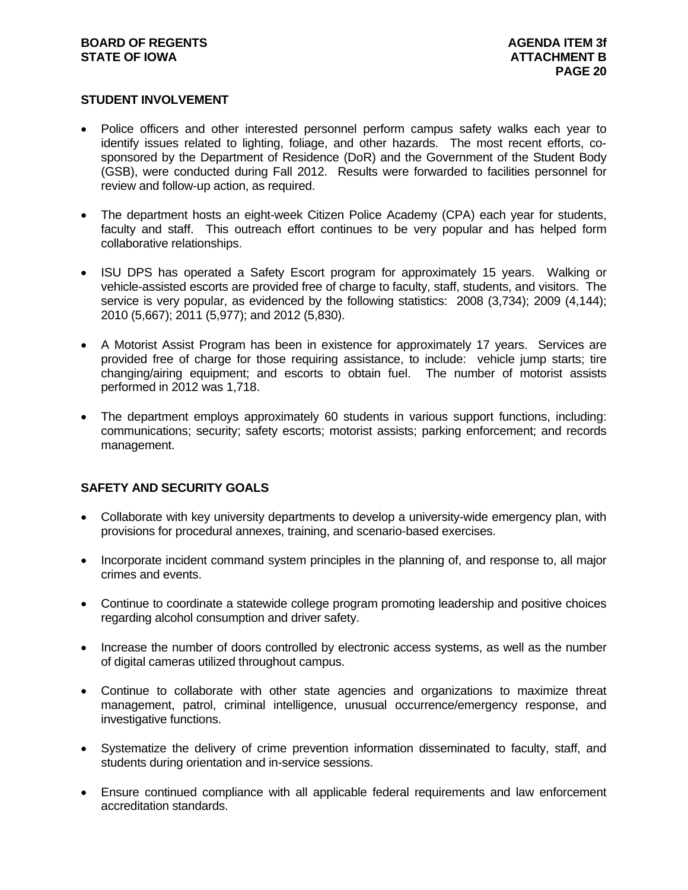## STUDENT INVOLVEMENT

- Police officers and other interested personnel perform campus safety walks each year to identify issues related to lighting, foliage, and other hazards. The most recent efforts, co-sponsored by the Department of Residence (DoR) and the Government of the Student Body (GSB), were conducted during Fall 2012. Results were forwarded to facilities personnel for review and follow-up action, as required.
- The department hosts an eight-week Citizen Police Academy (CPA) each year for students, faculty and staff. This outreach effort continues to be very popular and has helped form collaborative relationships.
- ISU DPS has operated a Safety Escort program for approximately 15 years. Walking or vehicle-assisted escorts are provided free of charge to faculty, staff, students, and visitors. The service is very popular, as evidenced by the following statistics: 2008 (3,734); 2009 (4,144); 2010 (5,667); 2011 (5,977); and 2012 (5,830).
- A Motorist Assist Program has been in existence for approximately 17 years. Services are provided free of charge for those requiring assistance, to include: vehicle jump starts; tire changing/airing equipment; and escorts to obtain fuel. The number of motorist assists performed in 2012 was 1,718.
- The department employs approximately 60 students in various support functions, including: communications; security; safety escorts; motorist assists; parking enforcement; and records management.

## SAFETY AND SECURITY GOALS

- Collaborate with key university departments to develop a university-wide emergency plan, with provisions for procedural annexes, training, and scenario-based exercises.
- Incorporate incident command system principles in the planning of, and response to, all major crimes and events.
- Continue to coordinate a statewide college program promoting leadership and positive choices regarding alcohol consumption and driver safety.
- Increase the number of doors controlled by electronic access systems, as well as the number of digital cameras utilized throughout campus.
- Continue to collaborate with other state agencies and organizations to maximize threat management, patrol, criminal intelligence, unusual occurrence/emergency response, and investigative functions.
- Systematize the delivery of crime prevention information disseminated to faculty, staff, and students during orientation and in-service sessions.
- Ensure continued compliance with all applicable federal requirements and law enforcement accreditation standards.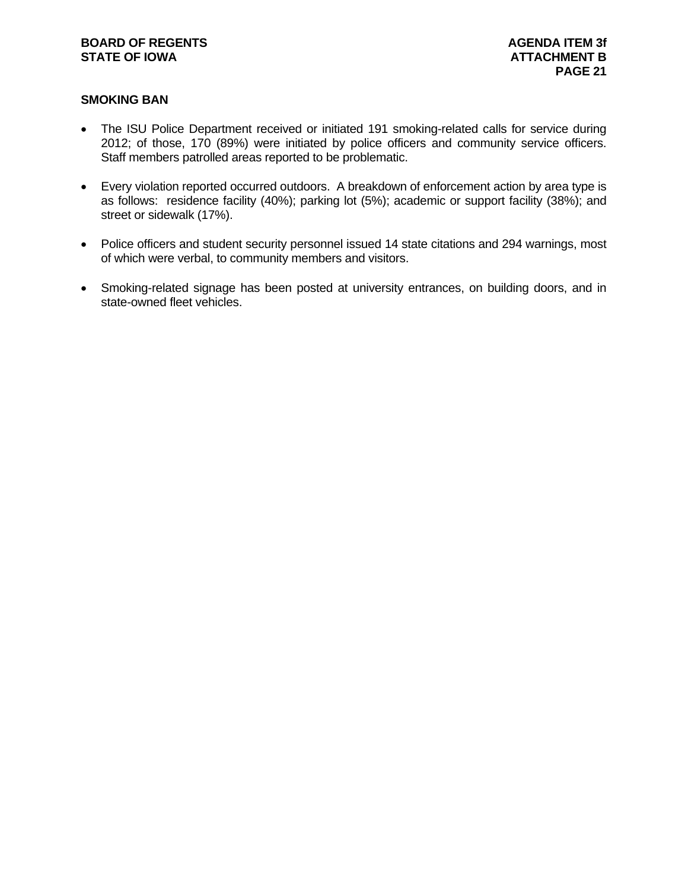## SMOKING BAN

- The ISU Police Department received or initiated 191 smoking-related calls for service during 2012; of those, 170 (89%) were initiated by police officers and community service officers. Staff members patrolled areas reported to be problematic.

- Every violation reported occurred outdoors. A breakdown of enforcement action by area type is as follows: residence facility (40%); parking lot (5%); academic or support facility (38%); and street or sidewalk (17%).

- Police officers and student security personnel issued 14 state citations and 294 warnings, most of which were verbal, to community members and visitors.

- Smoking-related signage has been posted at university entrances, on building doors, and in state-owned fleet vehicles.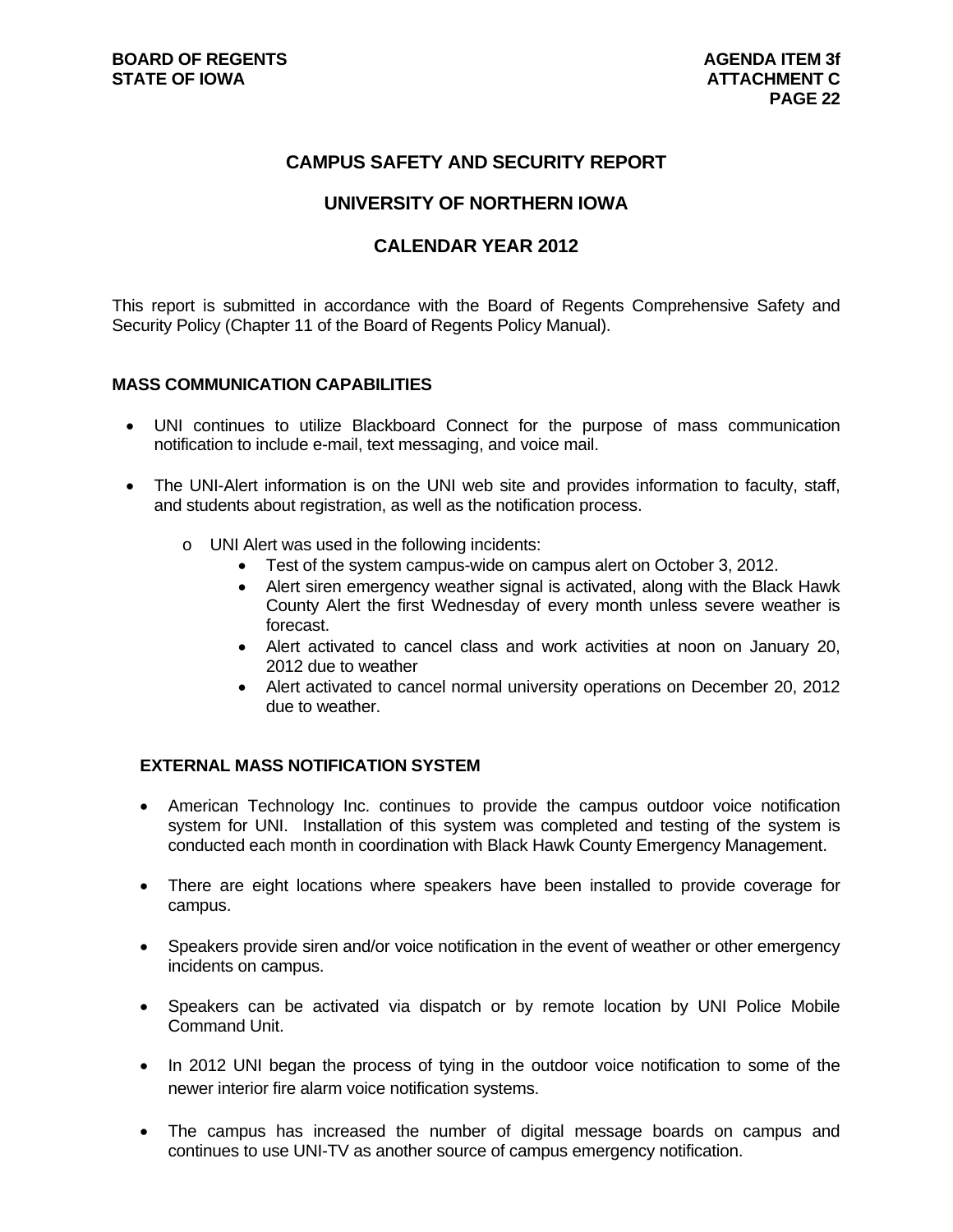# CAMPUS SAFETY AND SECURITY REPORT

## UNIVERSITY OF NORTHERN IOWA

## CALENDAR YEAR 2012

This report is submitted in accordance with the Board of Regents Comprehensive Safety and Security Policy (Chapter 11 of the Board of Regents Policy Manual).

### MASS COMMUNICATION CAPABILITIES

- UNI continues to utilize Blackboard Connect for the purpose of mass communication notification to include e-mail, text messaging, and voice mail.
- The UNI-Alert information is on the UNI web site and provides information to faculty, staff, and students about registration, as well as the notification process.
  - UNI Alert was used in the following incidents:
    - Test of the system campus-wide on campus alert on October 3, 2012.
    - Alert siren emergency weather signal is activated, along with the Black Hawk County Alert the first Wednesday of every month unless severe weather is forecast.
    - Alert activated to cancel class and work activities at noon on January 20, 2012 due to weather
    - Alert activated to cancel normal university operations on December 20, 2012 due to weather.

### EXTERNAL MASS NOTIFICATION SYSTEM

- American Technology Inc. continues to provide the campus outdoor voice notification system for UNI. Installation of this system was completed and testing of the system is conducted each month in coordination with Black Hawk County Emergency Management.
- There are eight locations where speakers have been installed to provide coverage for campus.
- Speakers provide siren and/or voice notification in the event of weather or other emergency incidents on campus.
- Speakers can be activated via dispatch or by remote location by UNI Police Mobile Command Unit.
- In 2012 UNI began the process of tying in the outdoor voice notification to some of the newer interior fire alarm voice notification systems.
- The campus has increased the number of digital message boards on campus and continues to use UNI-TV as another source of campus emergency notification.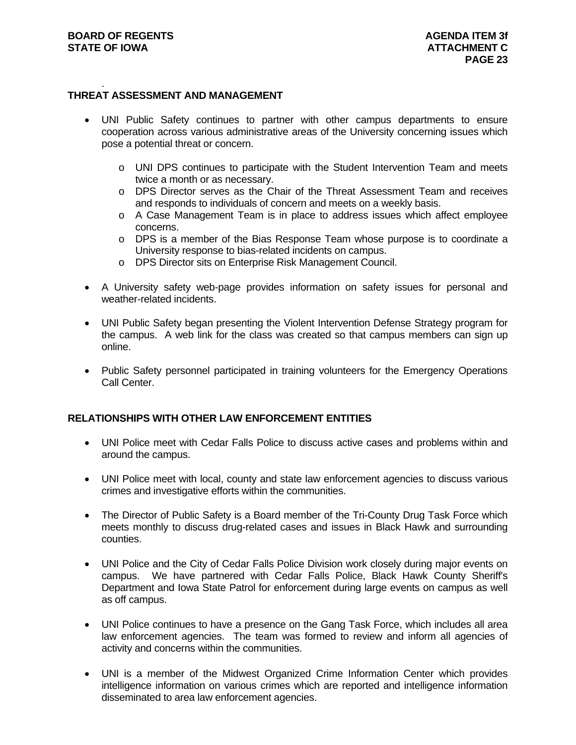## THREAT ASSESSMENT AND MANAGEMENT

- UNI Public Safety continues to partner with other campus departments to ensure cooperation across various administrative areas of the University concerning issues which pose a potential threat or concern.
  - UNI DPS continues to participate with the Student Intervention Team and meets twice a month or as necessary.
  - DPS Director serves as the Chair of the Threat Assessment Team and receives and responds to individuals of concern and meets on a weekly basis.
  - A Case Management Team is in place to address issues which affect employee concerns.
  - DPS is a member of the Bias Response Team whose purpose is to coordinate a University response to bias-related incidents on campus.
  - DPS Director sits on Enterprise Risk Management Council.
- A University safety web-page provides information on safety issues for personal and weather-related incidents.
- UNI Public Safety began presenting the Violent Intervention Defense Strategy program for the campus. A web link for the class was created so that campus members can sign up online.
- Public Safety personnel participated in training volunteers for the Emergency Operations Call Center.

## RELATIONSHIPS WITH OTHER LAW ENFORCEMENT ENTITIES

- UNI Police meet with Cedar Falls Police to discuss active cases and problems within and around the campus.
- UNI Police meet with local, county and state law enforcement agencies to discuss various crimes and investigative efforts within the communities.
- The Director of Public Safety is a Board member of the Tri-County Drug Task Force which meets monthly to discuss drug-related cases and issues in Black Hawk and surrounding counties.
- UNI Police and the City of Cedar Falls Police Division work closely during major events on campus. We have partnered with Cedar Falls Police, Black Hawk County Sheriff's Department and Iowa State Patrol for enforcement during large events on campus as well as off campus.
- UNI Police continues to have a presence on the Gang Task Force, which includes all area law enforcement agencies. The team was formed to review and inform all agencies of activity and concerns within the communities.
- UNI is a member of the Midwest Organized Crime Information Center which provides intelligence information on various crimes which are reported and intelligence information disseminated to area law enforcement agencies.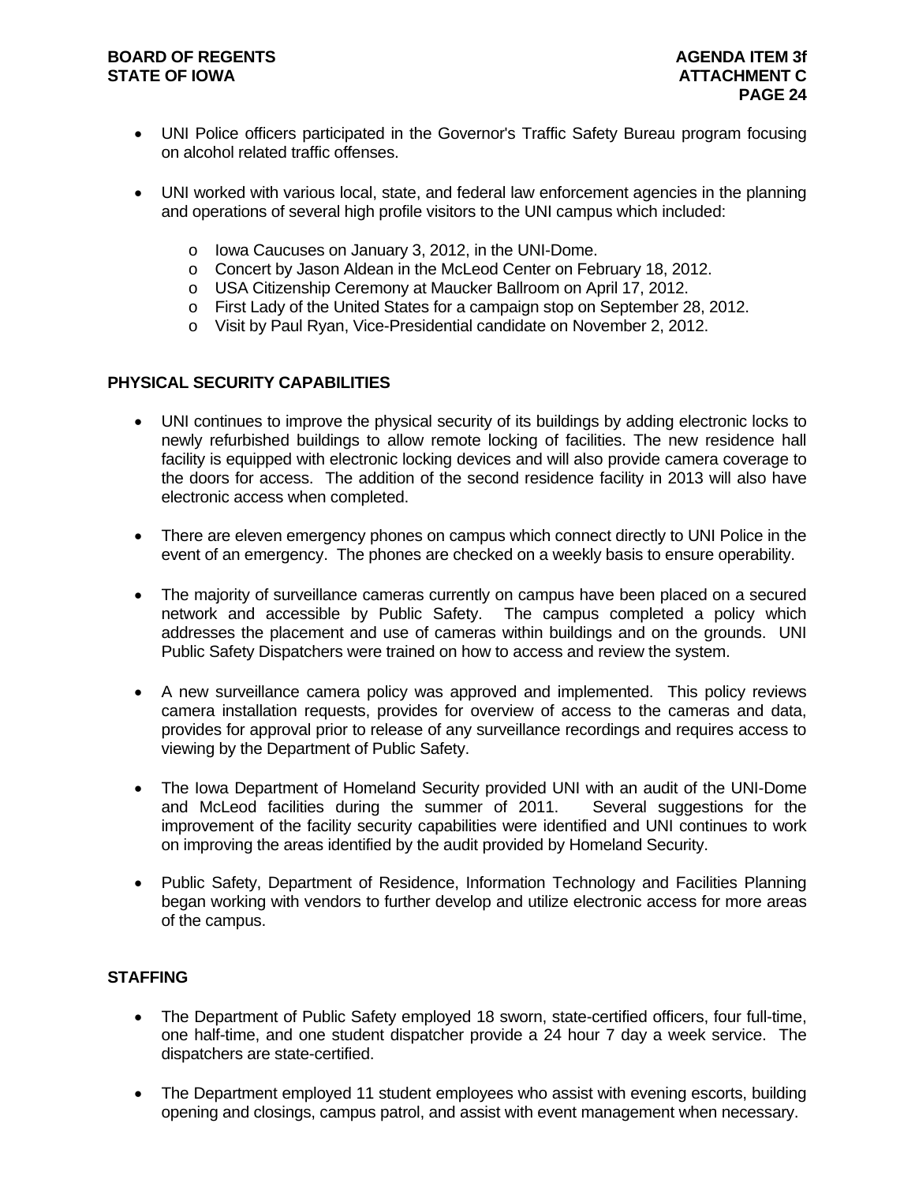- UNI Police officers participated in the Governor's Traffic Safety Bureau program focusing on alcohol related traffic offenses.

- UNI worked with various local, state, and federal law enforcement agencies in the planning and operations of several high profile visitors to the UNI campus which included:

  - Iowa Caucuses on January 3, 2012, in the UNI-Dome.
  - Concert by Jason Aldean in the McLeod Center on February 18, 2012.
  - USA Citizenship Ceremony at Maucker Ballroom on April 17, 2012.
  - First Lady of the United States for a campaign stop on September 28, 2012.
  - Visit by Paul Ryan, Vice-Presidential candidate on November 2, 2012.

## PHYSICAL SECURITY CAPABILITIES

- UNI continues to improve the physical security of its buildings by adding electronic locks to newly refurbished buildings to allow remote locking of facilities. The new residence hall facility is equipped with electronic locking devices and will also provide camera coverage to the doors for access. The addition of the second residence facility in 2013 will also have electronic access when completed.

- There are eleven emergency phones on campus which connect directly to UNI Police in the event of an emergency. The phones are checked on a weekly basis to ensure operability.

- The majority of surveillance cameras currently on campus have been placed on a secured network and accessible by Public Safety. The campus completed a policy which addresses the placement and use of cameras within buildings and on the grounds. UNI Public Safety Dispatchers were trained on how to access and review the system.

- A new surveillance camera policy was approved and implemented. This policy reviews camera installation requests, provides for overview of access to the cameras and data, provides for approval prior to release of any surveillance recordings and requires access to viewing by the Department of Public Safety.

- The Iowa Department of Homeland Security provided UNI with an audit of the UNI-Dome and McLeod facilities during the summer of 2011. Several suggestions for the improvement of the facility security capabilities were identified and UNI continues to work on improving the areas identified by the audit provided by Homeland Security.

- Public Safety, Department of Residence, Information Technology and Facilities Planning began working with vendors to further develop and utilize electronic access for more areas of the campus.

## STAFFING

- The Department of Public Safety employed 18 sworn, state-certified officers, four full-time, one half-time, and one student dispatcher provide a 24 hour 7 day a week service. The dispatchers are state-certified.

- The Department employed 11 student employees who assist with evening escorts, building opening and closings, campus patrol, and assist with event management when necessary.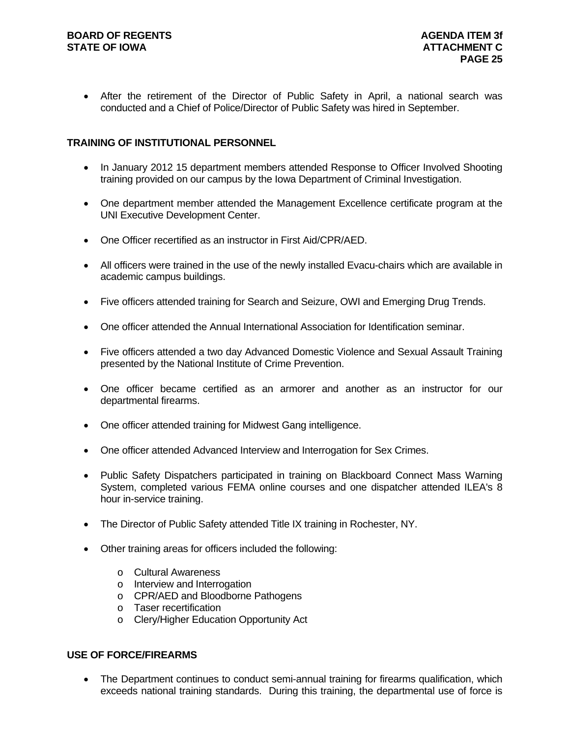- After the retirement of the Director of Public Safety in April, a national search was conducted and a Chief of Police/Director of Public Safety was hired in September.

## TRAINING OF INSTITUTIONAL PERSONNEL

- In January 2012 15 department members attended Response to Officer Involved Shooting training provided on our campus by the Iowa Department of Criminal Investigation.
- One department member attended the Management Excellence certificate program at the UNI Executive Development Center.
- One Officer recertified as an instructor in First Aid/CPR/AED.
- All officers were trained in the use of the newly installed Evacu-chairs which are available in academic campus buildings.
- Five officers attended training for Search and Seizure, OWI and Emerging Drug Trends.
- One officer attended the Annual International Association for Identification seminar.
- Five officers attended a two day Advanced Domestic Violence and Sexual Assault Training presented by the National Institute of Crime Prevention.
- One officer became certified as an armorer and another as an instructor for our departmental firearms.
- One officer attended training for Midwest Gang intelligence.
- One officer attended Advanced Interview and Interrogation for Sex Crimes.
- Public Safety Dispatchers participated in training on Blackboard Connect Mass Warning System, completed various FEMA online courses and one dispatcher attended ILEA's 8 hour in-service training.
- The Director of Public Safety attended Title IX training in Rochester, NY.
- Other training areas for officers included the following:
  - Cultural Awareness
  - Interview and Interrogation
  - CPR/AED and Bloodborne Pathogens
  - Taser recertification
  - Clery/Higher Education Opportunity Act

## USE OF FORCE/FIREARMS

- The Department continues to conduct semi-annual training for firearms qualification, which exceeds national training standards. During this training, the departmental use of force is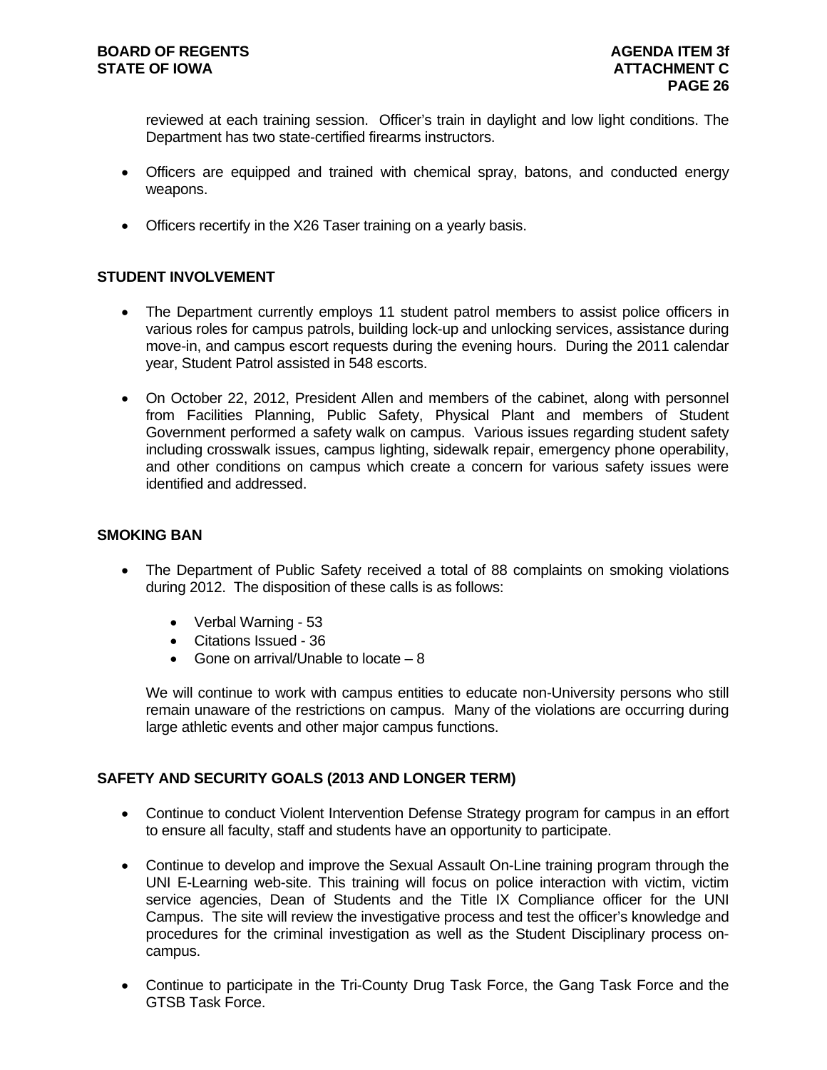reviewed at each training session. Officer's train in daylight and low light conditions. The Department has two state-certified firearms instructors.

- Officers are equipped and trained with chemical spray, batons, and conducted energy weapons.
- Officers recertify in the X26 Taser training on a yearly basis.

## STUDENT INVOLVEMENT

- The Department currently employs 11 student patrol members to assist police officers in various roles for campus patrols, building lock-up and unlocking services, assistance during move-in, and campus escort requests during the evening hours. During the 2011 calendar year, Student Patrol assisted in 548 escorts.
- On October 22, 2012, President Allen and members of the cabinet, along with personnel from Facilities Planning, Public Safety, Physical Plant and members of Student Government performed a safety walk on campus. Various issues regarding student safety including crosswalk issues, campus lighting, sidewalk repair, emergency phone operability, and other conditions on campus which create a concern for various safety issues were identified and addressed.

## SMOKING BAN

- The Department of Public Safety received a total of 88 complaints on smoking violations during 2012. The disposition of these calls is as follows:
  - Verbal Warning - 53
  - Citations Issued - 36
  - Gone on arrival/Unable to locate – 8

  We will continue to work with campus entities to educate non-University persons who still remain unaware of the restrictions on campus. Many of the violations are occurring during large athletic events and other major campus functions.

## SAFETY AND SECURITY GOALS (2013 AND LONGER TERM)

- Continue to conduct Violent Intervention Defense Strategy program for campus in an effort to ensure all faculty, staff and students have an opportunity to participate.
- Continue to develop and improve the Sexual Assault On-Line training program through the UNI E-Learning web-site. This training will focus on police interaction with victim, victim service agencies, Dean of Students and the Title IX Compliance officer for the UNI Campus. The site will review the investigative process and test the officer's knowledge and procedures for the criminal investigation as well as the Student Disciplinary process on-campus.
- Continue to participate in the Tri-County Drug Task Force, the Gang Task Force and the GTSB Task Force.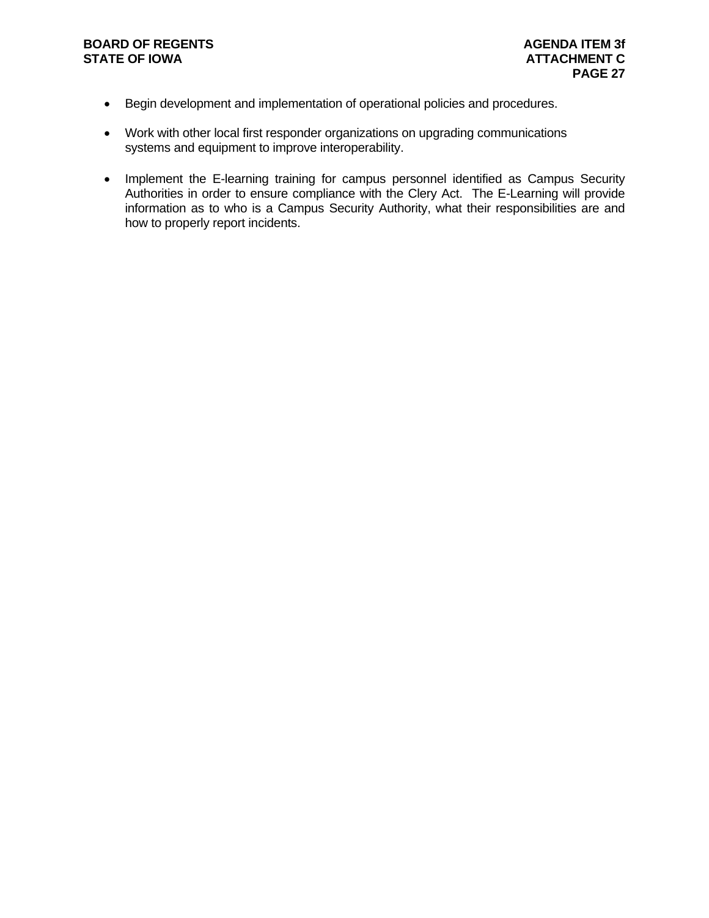- Begin development and implementation of operational policies and procedures.

- Work with other local first responder organizations on upgrading communications systems and equipment to improve interoperability.

- Implement the E-learning training for campus personnel identified as Campus Security Authorities in order to ensure compliance with the Clery Act. The E-Learning will provide information as to who is a Campus Security Authority, what their responsibilities are and how to properly report incidents.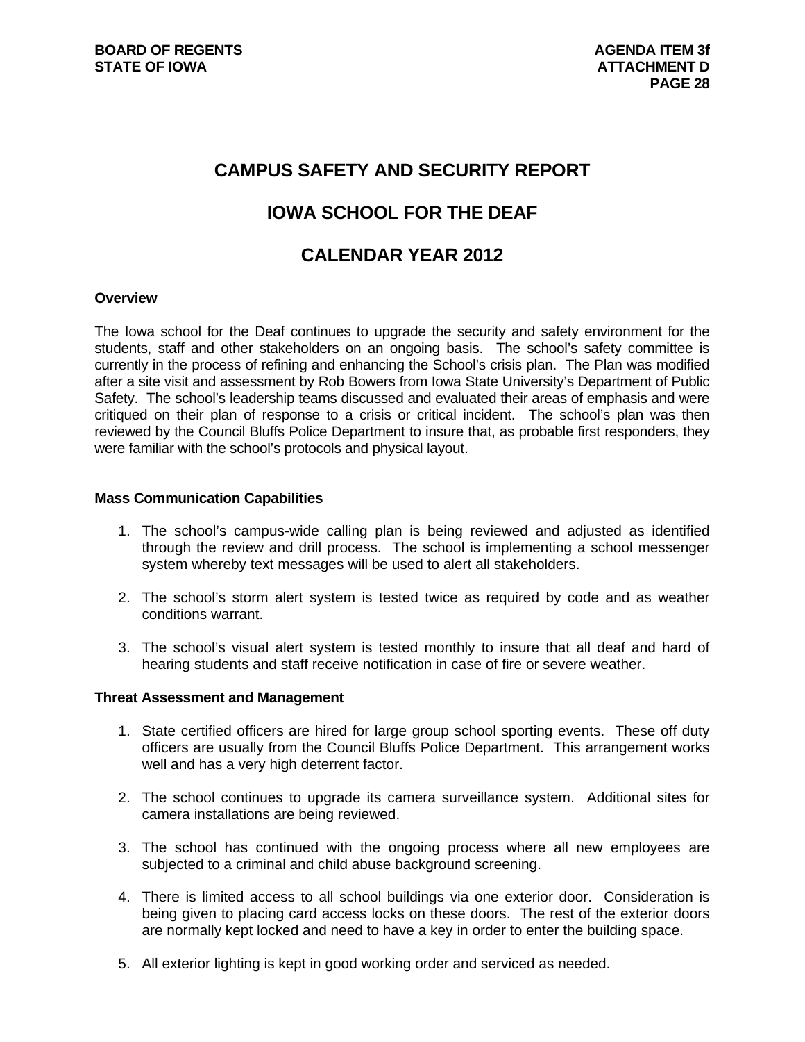# CAMPUS SAFETY AND SECURITY REPORT

# IOWA SCHOOL FOR THE DEAF

# CALENDAR YEAR 2012

**Overview**

The Iowa school for the Deaf continues to upgrade the security and safety environment for the students, staff and other stakeholders on an ongoing basis. The school's safety committee is currently in the process of refining and enhancing the School's crisis plan. The Plan was modified after a site visit and assessment by Rob Bowers from Iowa State University's Department of Public Safety. The school's leadership teams discussed and evaluated their areas of emphasis and were critiqued on their plan of response to a crisis or critical incident. The school's plan was then reviewed by the Council Bluffs Police Department to insure that, as probable first responders, they were familiar with the school's protocols and physical layout.

**Mass Communication Capabilities**

1. The school's campus-wide calling plan is being reviewed and adjusted as identified through the review and drill process. The school is implementing a school messenger system whereby text messages will be used to alert all stakeholders.

2. The school's storm alert system is tested twice as required by code and as weather conditions warrant.

3. The school's visual alert system is tested monthly to insure that all deaf and hard of hearing students and staff receive notification in case of fire or severe weather.

**Threat Assessment and Management**

1. State certified officers are hired for large group school sporting events. These off duty officers are usually from the Council Bluffs Police Department. This arrangement works well and has a very high deterrent factor.

2. The school continues to upgrade its camera surveillance system. Additional sites for camera installations are being reviewed.

3. The school has continued with the ongoing process where all new employees are subjected to a criminal and child abuse background screening.

4. There is limited access to all school buildings via one exterior door. Consideration is being given to placing card access locks on these doors. The rest of the exterior doors are normally kept locked and need to have a key in order to enter the building space.

5. All exterior lighting is kept in good working order and serviced as needed.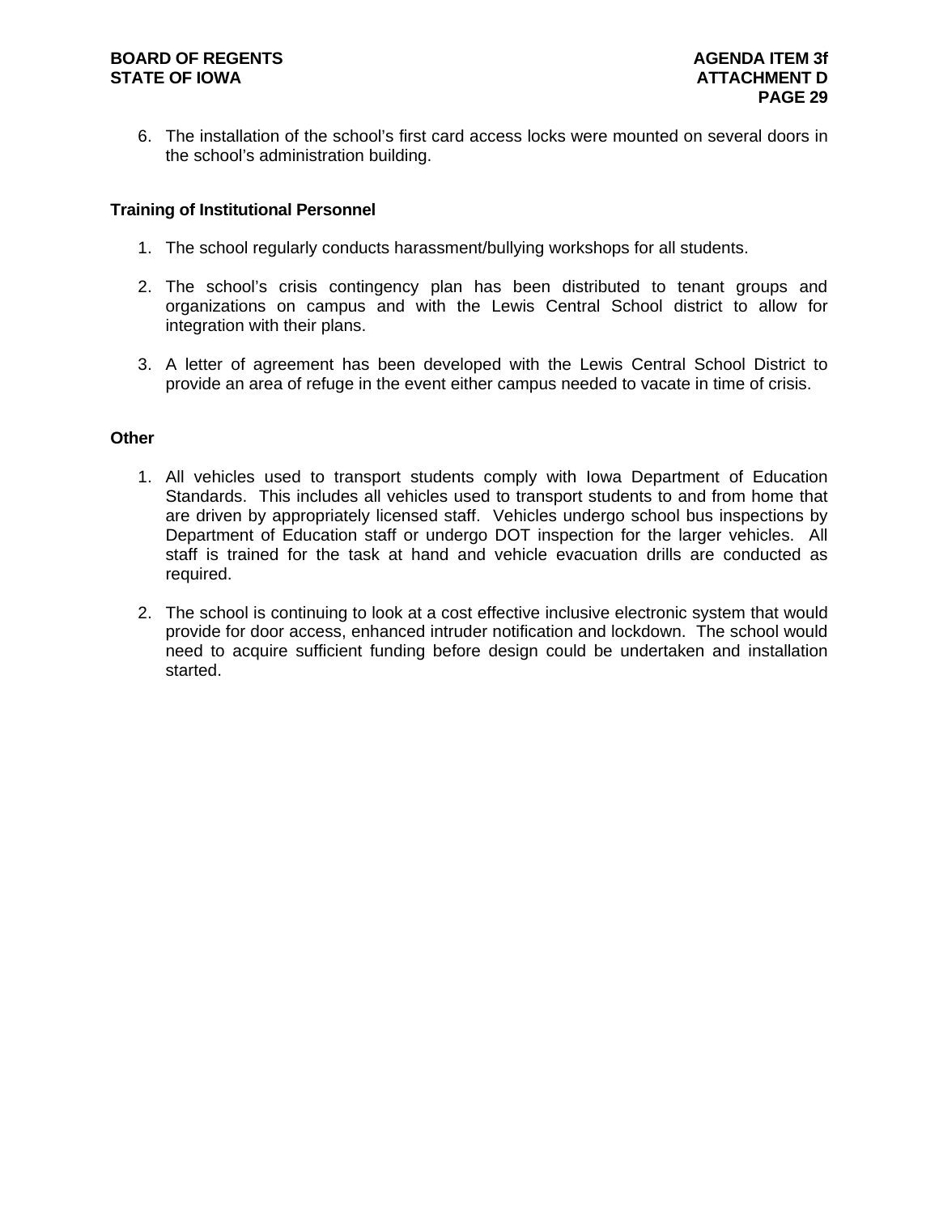6. The installation of the school's first card access locks were mounted on several doors in the school's administration building.

**Training of Institutional Personnel**

1. The school regularly conducts harassment/bullying workshops for all students.

2. The school's crisis contingency plan has been distributed to tenant groups and organizations on campus and with the Lewis Central School district to allow for integration with their plans.

3. A letter of agreement has been developed with the Lewis Central School District to provide an area of refuge in the event either campus needed to vacate in time of crisis.

**Other**

1. All vehicles used to transport students comply with Iowa Department of Education Standards. This includes all vehicles used to transport students to and from home that are driven by appropriately licensed staff. Vehicles undergo school bus inspections by Department of Education staff or undergo DOT inspection for the larger vehicles. All staff is trained for the task at hand and vehicle evacuation drills are conducted as required.

2. The school is continuing to look at a cost effective inclusive electronic system that would provide for door access, enhanced intruder notification and lockdown. The school would need to acquire sufficient funding before design could be undertaken and installation started.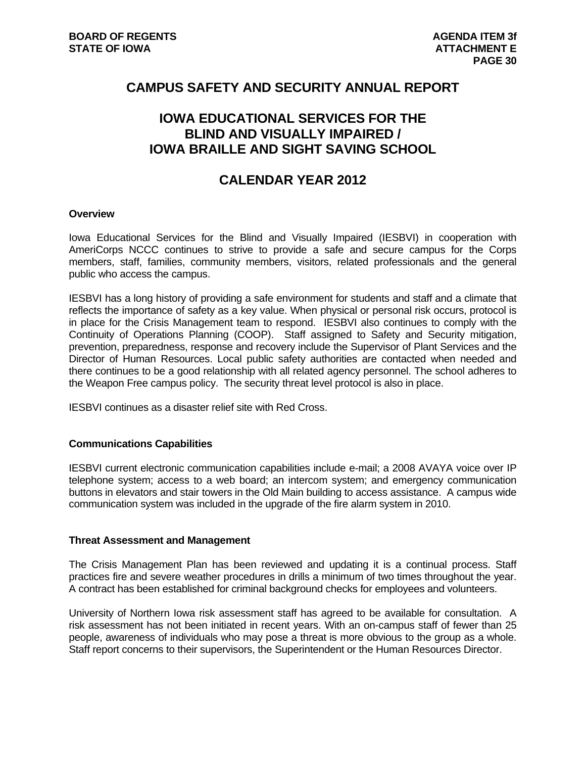# CAMPUS SAFETY AND SECURITY ANNUAL REPORT

## IOWA EDUCATIONAL SERVICES FOR THE BLIND AND VISUALLY IMPAIRED / IOWA BRAILLE AND SIGHT SAVING SCHOOL

## CALENDAR YEAR 2012

### Overview

Iowa Educational Services for the Blind and Visually Impaired (IESBVI) in cooperation with AmeriCorps NCCC continues to strive to provide a safe and secure campus for the Corps members, staff, families, community members, visitors, related professionals and the general public who access the campus.

IESBVI has a long history of providing a safe environment for students and staff and a climate that reflects the importance of safety as a key value. When physical or personal risk occurs, protocol is in place for the Crisis Management team to respond. IESBVI also continues to comply with the Continuity of Operations Planning (COOP). Staff assigned to Safety and Security mitigation, prevention, preparedness, response and recovery include the Supervisor of Plant Services and the Director of Human Resources. Local public safety authorities are contacted when needed and there continues to be a good relationship with all related agency personnel. The school adheres to the Weapon Free campus policy. The security threat level protocol is also in place.

IESBVI continues as a disaster relief site with Red Cross.

### Communications Capabilities

IESBVI current electronic communication capabilities include e-mail; a 2008 AVAYA voice over IP telephone system; access to a web board; an intercom system; and emergency communication buttons in elevators and stair towers in the Old Main building to access assistance. A campus wide communication system was included in the upgrade of the fire alarm system in 2010.

### Threat Assessment and Management

The Crisis Management Plan has been reviewed and updating it is a continual process. Staff practices fire and severe weather procedures in drills a minimum of two times throughout the year. A contract has been established for criminal background checks for employees and volunteers.

University of Northern Iowa risk assessment staff has agreed to be available for consultation. A risk assessment has not been initiated in recent years. With an on-campus staff of fewer than 25 people, awareness of individuals who may pose a threat is more obvious to the group as a whole. Staff report concerns to their supervisors, the Superintendent or the Human Resources Director.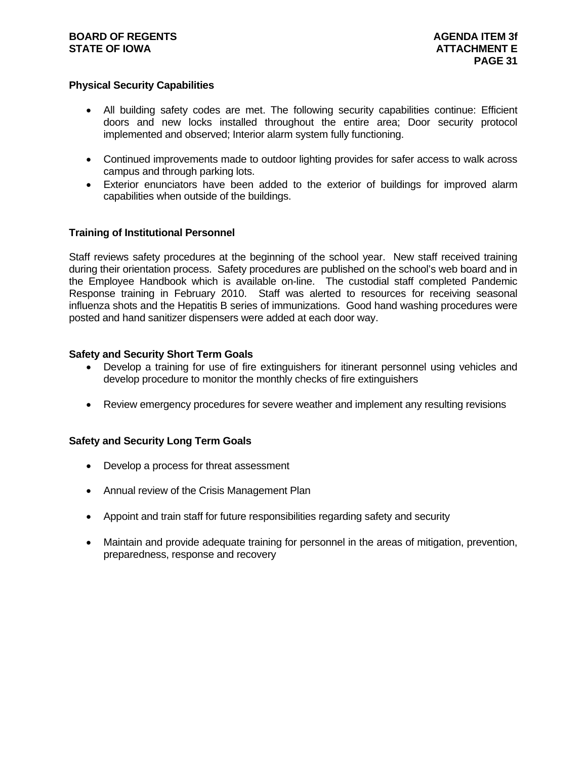### Physical Security Capabilities

- All building safety codes are met. The following security capabilities continue: Efficient doors and new locks installed throughout the entire area; Door security protocol implemented and observed; Interior alarm system fully functioning.
- Continued improvements made to outdoor lighting provides for safer access to walk across campus and through parking lots.
- Exterior enunciators have been added to the exterior of buildings for improved alarm capabilities when outside of the buildings.

### Training of Institutional Personnel

Staff reviews safety procedures at the beginning of the school year. New staff received training during their orientation process. Safety procedures are published on the school's web board and in the Employee Handbook which is available on-line. The custodial staff completed Pandemic Response training in February 2010. Staff was alerted to resources for receiving seasonal influenza shots and the Hepatitis B series of immunizations. Good hand washing procedures were posted and hand sanitizer dispensers were added at each door way.

### Safety and Security Short Term Goals

- Develop a training for use of fire extinguishers for itinerant personnel using vehicles and develop procedure to monitor the monthly checks of fire extinguishers
- Review emergency procedures for severe weather and implement any resulting revisions

### Safety and Security Long Term Goals

- Develop a process for threat assessment
- Annual review of the Crisis Management Plan
- Appoint and train staff for future responsibilities regarding safety and security
- Maintain and provide adequate training for personnel in the areas of mitigation, prevention, preparedness, response and recovery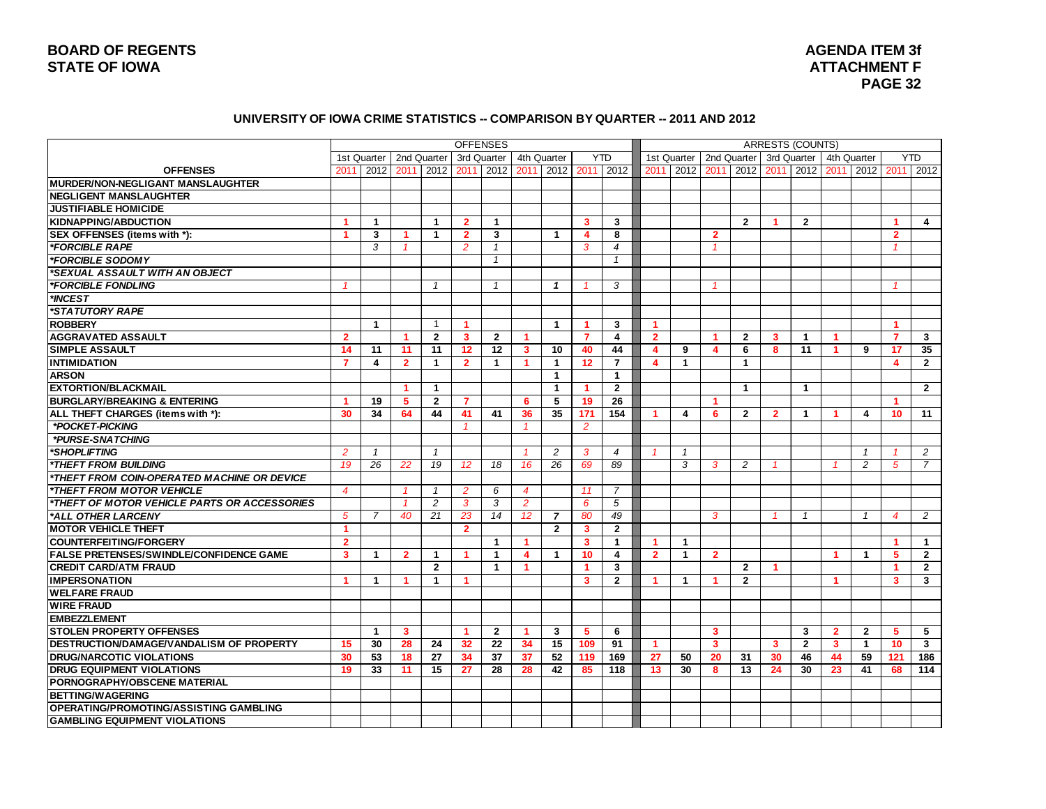## UNIVERSITY OF IOWA CRIME STATISTICS -- COMPARISON BY QUARTER -- 2011 AND 2012

| | OFFENSES | | | | | | | | | | ARRESTS (COUNTS) | | | | | | | | | |
|---|---|---|---|---|---|---|---|---|---|---|---|---|---|---|---|---|---|---|---|---|
| | 1st Quarter | | 2nd Quarter | | 3rd Quarter | | 4th Quarter | | YTD | | 1st Quarter | | 2nd Quarter | | 3rd Quarter | | 4th Quarter | | YTD | |
| **OFFENSES** | 2011 | 2012 | 2011 | 2012 | 2011 | 2012 | 2011 | 2012 | 2011 | 2012 | 2011 | 2012 | 2011 | 2012 | 2011 | 2012 | 2011 | 2012 | 2011 | 2012 |
| **MURDER/NON-NEGLIGANT MANSLAUGHTER** | | | | | | | | | | | | | | | | | | | | |
| **NEGLIGENT MANSLAUGHTER** | | | | | | | | | | | | | | | | | | | | |
| **JUSTIFIABLE HOMICIDE** | | | | | | | | | | | | | | | | | | | | |
| **KIDNAPPING/ABDUCTION** | 1 | 1 | | 1 | 2 | 1 | | | 3 | 3 | | | | 2 | 1 | 2 | | | 1 | 4 |
| **SEX OFFENSES (items with *):** | 1 | 3 | 1 | 1 | 2 | 3 | | 1 | 4 | 8 | | | 2 | | | | | | 2 | |
| ***FORCIBLE RAPE*** | | 3 | 1 | | 2 | 1 | | | 3 | 4 | | | 1 | | | | | | 1 | |
| ***FORCIBLE SODOMY*** | | | | | | 1 | | | | 1 | | | | | | | | | | |
| ***SEXUAL ASSAULT WITH AN OBJECT*** | | | | | | | | | | | | | | | | | | | | |
| ***FORCIBLE FONDLING*** | 1 | | | 1 | | 1 | | 1 | 1 | 3 | | | 1 | | | | | | 1 | |
| ***INCEST*** | | | | | | | | | | | | | | | | | | | | |
| ***STATUTORY RAPE*** | | | | | | | | | | | | | | | | | | | | |
| **ROBBERY** | | 1 | | 1 | 1 | | | 1 | 1 | 3 | 1 | | | | | | | | 1 | |
| **AGGRAVATED ASSAULT** | 2 | | 1 | 2 | 3 | 2 | 1 | | 7 | 4 | 2 | | 1 | 2 | 3 | 1 | 1 | | 7 | 3 |
| **SIMPLE ASSAULT** | 14 | 11 | 11 | 11 | 12 | 12 | 3 | 10 | 40 | 44 | 4 | 9 | 4 | 6 | 8 | 11 | 1 | 9 | 17 | 35 |
| **INTIMIDATION** | 7 | 4 | 2 | 1 | 2 | 1 | 1 | 1 | 12 | 7 | 4 | 1 | | 1 | | | | | 4 | 2 |
| **ARSON** | | | | | | | | 1 | | 1 | | | | | | | | | | |
| **EXTORTION/BLACKMAIL** | | | 1 | 1 | | | | 1 | 1 | 2 | | | | 1 | | 1 | | | | 2 |
| **BURGLARY/BREAKING & ENTERING** | 1 | 19 | 5 | 2 | 7 | | 6 | 5 | 19 | 26 | | | 1 | | | | | | 1 | |
| **ALL THEFT CHARGES (items with *):** | 30 | 34 | 64 | 44 | 41 | 41 | 36 | 35 | 171 | 154 | 1 | 4 | 6 | 2 | 2 | 1 | 1 | 4 | 10 | 11 |
| ***POCKET-PICKING*** | | | | | 1 | | 1 | | 2 | | | | | | | | | | | |
| ***PURSE-SNATCHING*** | | | | | | | | | | | | | | | | | | | | |
| ***SHOPLIFTING*** | 2 | 1 | | 1 | | | 1 | 2 | 3 | 4 | 1 | 1 | | | | | | 1 | 1 | 2 |
| ***THEFT FROM BUILDING*** | 19 | 26 | 22 | 19 | 12 | 18 | 16 | 26 | 69 | 89 | | 3 | 3 | 2 | 1 | | 1 | 2 | 5 | 7 |
| ***THEFT FROM COIN-OPERATED MACHINE OR DEVICE*** | | | | | | | | | | | | | | | | | | | | |
| ***THEFT FROM MOTOR VEHICLE*** | 4 | | 1 | 1 | 2 | 6 | 4 | | 11 | 7 | | | | | | | | | | |
| ***THEFT OF MOTOR VEHICLE PARTS OR ACCESSORIES*** | | | 1 | 2 | 3 | 3 | 2 | | 6 | 5 | | | | | | | | | | |
| ***ALL OTHER LARCENY*** | 5 | 7 | 40 | 21 | 23 | 14 | 12 | 7 | 80 | 49 | | | 3 | | 1 | 1 | | 1 | 4 | 2 |
| **MOTOR VEHICLE THEFT** | 1 | | | | 2 | | | 2 | 3 | 2 | | | | | | | | | | |
| **COUNTERFEITING/FORGERY** | 2 | | | | | 1 | 1 | | 3 | 1 | 1 | 1 | | | | | | | 1 | 1 |
| **FALSE PRETENSES/SWINDLE/CONFIDENCE GAME** | 3 | 1 | 2 | 1 | 1 | 1 | 4 | 1 | 10 | 4 | 2 | 1 | 2 | | | | 1 | 1 | 5 | 2 |
| **CREDIT CARD/ATM FRAUD** | | | | 2 | | 1 | 1 | | 1 | 3 | | | | 2 | 1 | | | | 1 | 2 |
| **IMPERSONATION** | 1 | 1 | 1 | 1 | 1 | | | | 3 | 2 | 1 | 1 | 1 | 2 | | | 1 | | 3 | 3 |
| **WELFARE FRAUD** | | | | | | | | | | | | | | | | | | | | |
| **WIRE FRAUD** | | | | | | | | | | | | | | | | | | | | |
| **EMBEZZLEMENT** | | | | | | | | | | | | | | | | | | | | |
| **STOLEN PROPERTY OFFENSES** | | 1 | 3 | | 1 | 2 | 1 | 3 | 5 | 6 | | | 3 | | | 3 | 2 | 2 | 5 | 5 |
| **DESTRUCTION/DAMAGE/VANDALISM OF PROPERTY** | 15 | 30 | 28 | 24 | 32 | 22 | 34 | 15 | 109 | 91 | 1 | | 3 | | 3 | 2 | 3 | 1 | 10 | 3 |
| **DRUG/NARCOTIC VIOLATIONS** | 30 | 53 | 18 | 27 | 34 | 37 | 37 | 52 | 119 | 169 | 27 | 50 | 20 | 31 | 30 | 46 | 44 | 59 | 121 | 186 |
| **DRUG EQUIPMENT VIOLATIONS** | 19 | 33 | 11 | 15 | 27 | 28 | 28 | 42 | 85 | 118 | 13 | 30 | 8 | 13 | 24 | 30 | 23 | 41 | 68 | 114 |
| **PORNOGRAPHY/OBSCENE MATERIAL** | | | | | | | | | | | | | | | | | | | | |
| **BETTING/WAGERING** | | | | | | | | | | | | | | | | | | | | |
| **OPERATING/PROMOTING/ASSISTING GAMBLING** | | | | | | | | | | | | | | | | | | | | |
| **GAMBLING EQUIPMENT VIOLATIONS** | | | | | | | | | | | | | | | | | | | | |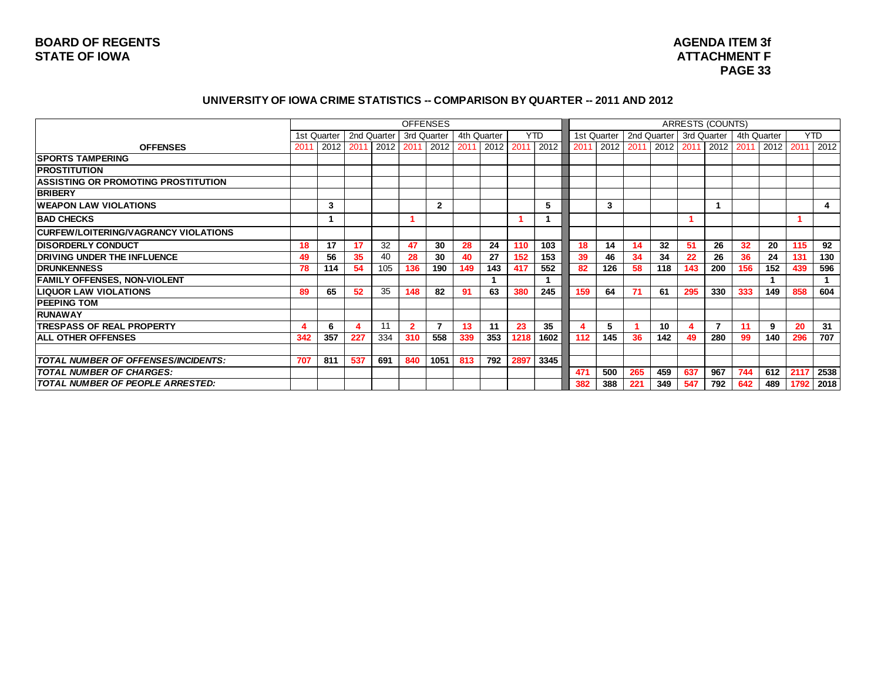**BOARD OF REGENTS**
**STATE OF IOWA**

**AGENDA ITEM 3f**
**ATTACHMENT F**

## UNIVERSITY OF IOWA CRIME STATISTICS -- COMPARISON BY QUARTER -- 2011 AND 2012

| | OFFENSES | | | | | | | | | | ARRESTS (COUNTS) | | | | | | | | | |
|---|---|---|---|---|---|---|---|---|---|---|---|---|---|---|---|---|---|---|---|---|
| | 1st Quarter | | 2nd Quarter | | 3rd Quarter | | 4th Quarter | | YTD | | 1st Quarter | | 2nd Quarter | | 3rd Quarter | | 4th Quarter | | YTD | |
| **OFFENSES** | 2011 | 2012 | 2011 | 2012 | 2011 | 2012 | 2011 | 2012 | 2011 | 2012 | 2011 | 2012 | 2011 | 2012 | 2011 | 2012 | 2011 | 2012 | 2011 | 2012 |
| **SPORTS TAMPERING** | | | | | | | | | | | | | | | | | | | | |
| **PROSTITUTION** | | | | | | | | | | | | | | | | | | | | |
| **ASSISTING OR PROMOTING PROSTITUTION** | | | | | | | | | | | | | | | | | | | | |
| **BRIBERY** | | | | | | | | | | | | | | | | | | | | |
| **WEAPON LAW VIOLATIONS** | | 3 | | | | 2 | | | | 5 | | 3 | | | | 1 | | | | 4 |
| **BAD CHECKS** | | 1 | | | 1 | | | | 1 | 1 | | | | | 1 | | | | 1 | |
| **CURFEW/LOITERING/VAGRANCY VIOLATIONS** | | | | | | | | | | | | | | | | | | | | |
| **DISORDERLY CONDUCT** | 18 | 17 | 17 | 32 | 47 | 30 | 28 | 24 | 110 | 103 | 18 | 14 | 14 | 32 | 51 | 26 | 32 | 20 | 115 | 92 |
| **DRIVING UNDER THE INFLUENCE** | 49 | 56 | 35 | 40 | 28 | 30 | 40 | 27 | 152 | 153 | 39 | 46 | 34 | 34 | 22 | 26 | 36 | 24 | 131 | 130 |
| **DRUNKENNESS** | 78 | 114 | 54 | 105 | 136 | 190 | 149 | 143 | 417 | 552 | 82 | 126 | 58 | 118 | 143 | 200 | 156 | 152 | 439 | 596 |
| **FAMILY OFFENSES, NON-VIOLENT** | | | | | | | | 1 | | 1 | | | | | | | | 1 | | 1 |
| **LIQUOR LAW VIOLATIONS** | 89 | 65 | 52 | 35 | 148 | 82 | 91 | 63 | 380 | 245 | 159 | 64 | 71 | 61 | 295 | 330 | 333 | 149 | 858 | 604 |
| **PEEPING TOM** | | | | | | | | | | | | | | | | | | | | |
| **RUNAWAY** | | | | | | | | | | | | | | | | | | | | |
| **TRESPASS OF REAL PROPERTY** | 4 | 6 | 4 | 11 | 2 | 7 | 13 | 11 | 23 | 35 | 4 | 5 | 1 | 10 | 4 | 7 | 11 | 9 | 20 | 31 |
| **ALL OTHER OFFENSES** | 342 | 357 | 227 | 334 | 310 | 558 | 339 | 353 | 1218 | 1602 | 112 | 145 | 36 | 142 | 49 | 280 | 99 | 140 | 296 | 707 |
| | | | | | | | | | | | | | | | | | | | | |
| ***TOTAL NUMBER OF OFFENSES/INCIDENTS:*** | 707 | 811 | 537 | 691 | 840 | 1051 | 813 | 792 | 2897 | 3345 | | | | | | | | | | |
| ***TOTAL NUMBER OF CHARGES:*** | | | | | | | | | | | 471 | 500 | 265 | 459 | 637 | 967 | 744 | 612 | 2117 | 2538 |
| ***TOTAL NUMBER OF PEOPLE ARRESTED:*** | | | | | | | | | | | 382 | 388 | 221 | 349 | 547 | 792 | 642 | 489 | 1792 | 2018 |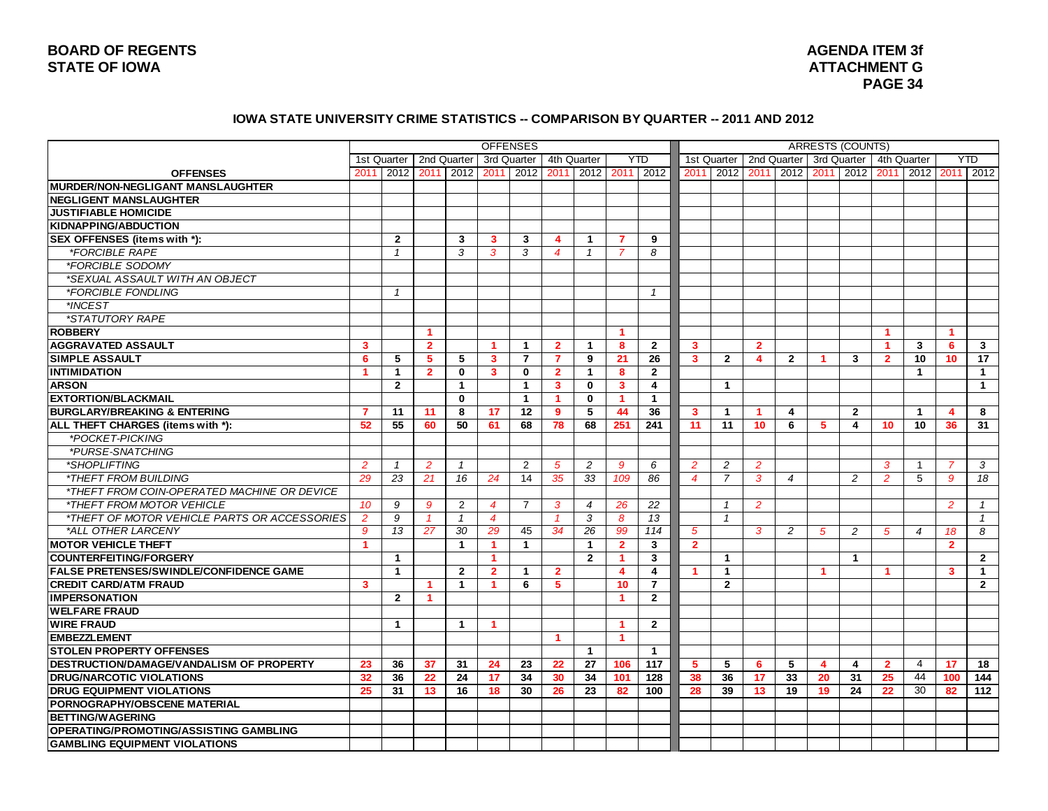**BOARD OF REGENTS**
**STATE OF IOWA**

**AGENDA ITEM 3f**
**ATTACHMENT G**
**PAGE 34**

## IOWA STATE UNIVERSITY CRIME STATISTICS -- COMPARISON BY QUARTER -- 2011 AND 2012

| | OFFENSES | | | | | | | | | | ARRESTS (COUNTS) | | | | | | | | | |
|---|---|---|---|---|---|---|---|---|---|---|---|---|---|---|---|---|---|---|---|---|
| | 1st Quarter | | 2nd Quarter | | 3rd Quarter | | 4th Quarter | | YTD | | 1st Quarter | | 2nd Quarter | | 3rd Quarter | | 4th Quarter | | YTD | |
| **OFFENSES** | 2011 | 2012 | 2011 | 2012 | 2011 | 2012 | 2011 | 2012 | 2011 | 2012 | 2011 | 2012 | 2011 | 2012 | 2011 | 2012 | 2011 | 2012 | 2011 | 2012 |
| **MURDER/NON-NEGLIGANT MANSLAUGHTER** | | | | | | | | | | | | | | | | | | | | |
| **NEGLIGENT MANSLAUGHTER** | | | | | | | | | | | | | | | | | | | | |
| **JUSTIFIABLE HOMICIDE** | | | | | | | | | | | | | | | | | | | | |
| **KIDNAPPING/ABDUCTION** | | | | | | | | | | | | | | | | | | | | |
| **SEX OFFENSES (items with *):** | | 2 | | 3 | 3 | 3 | 4 | 1 | 7 | 9 | | | | | | | | | | |
| *\*FORCIBLE RAPE* | | 1 | | 3 | 3 | 3 | 4 | 1 | 7 | 8 | | | | | | | | | | |
| *\*FORCIBLE SODOMY* | | | | | | | | | | | | | | | | | | | | |
| *\*SEXUAL ASSAULT WITH AN OBJECT* | | | | | | | | | | | | | | | | | | | | |
| *\*FORCIBLE FONDLING* | | 1 | | | | | | | | 1 | | | | | | | | | | |
| *\*INCEST* | | | | | | | | | | | | | | | | | | | | |
| *\*STATUTORY RAPE* | | | | | | | | | | | | | | | | | | | | |
| **ROBBERY** | | | 1 | | | | | | 1 | | | | | | | | 1 | | 1 | |
| **AGGRAVATED ASSAULT** | 3 | | 2 | | 1 | 1 | 2 | 1 | 8 | 2 | 3 | | 2 | | | | 1 | 3 | 6 | 3 |
| **SIMPLE ASSAULT** | 6 | 5 | 5 | 5 | 3 | 7 | 7 | 9 | 21 | 26 | 3 | 2 | 4 | 2 | 1 | 3 | 2 | 10 | 10 | 17 |
| **INTIMIDATION** | 1 | 1 | 2 | 0 | 3 | 0 | 2 | 1 | 8 | 2 | | | | | | | | 1 | | 1 |
| **ARSON** | | 2 | | 1 | | 1 | 3 | 0 | 3 | 4 | | 1 | | | | | | | | 1 |
| **EXTORTION/BLACKMAIL** | | | | 0 | | 1 | 1 | 0 | 1 | 1 | | | | | | | | | | |
| **BURGLARY/BREAKING & ENTERING** | 7 | 11 | 11 | 8 | 17 | 12 | 9 | 5 | 44 | 36 | 3 | 1 | 1 | 4 | | 2 | | 1 | 4 | 8 |
| **ALL THEFT CHARGES (items with *):** | 52 | 55 | 60 | 50 | 61 | 68 | 78 | 68 | 251 | 241 | 11 | 11 | 10 | 6 | 5 | 4 | 10 | 10 | 36 | 31 |
| *\*POCKET-PICKING* | | | | | | | | | | | | | | | | | | | | |
| *\*PURSE-SNATCHING* | | | | | | | | | | | | | | | | | | | | |
| *\*SHOPLIFTING* | 2 | 1 | 2 | 1 | | 2 | 5 | 2 | 9 | 6 | 2 | 2 | 2 | | | | 3 | 1 | 7 | 3 |
| *\*THEFT FROM BUILDING* | 29 | 23 | 21 | 16 | 24 | 14 | 35 | 33 | 109 | 86 | 4 | 7 | 3 | 4 | | 2 | 2 | 5 | 9 | 18 |
| *\*THEFT FROM COIN-OPERATED MACHINE OR DEVICE* | | | | | | | | | | | | | | | | | | | | |
| *\*THEFT FROM MOTOR VEHICLE* | 10 | 9 | 9 | 2 | 4 | 7 | 3 | 4 | 26 | 22 | | 1 | 2 | | | | | | 2 | 1 |
| *\*THEFT OF MOTOR VEHICLE PARTS OR ACCESSORIES* | 2 | 9 | 1 | 1 | 4 | | 1 | 3 | 8 | 13 | | 1 | | | | | | | | 1 |
| *\*ALL OTHER LARCENY* | 9 | 13 | 27 | 30 | 29 | 45 | 34 | 26 | 99 | 114 | 5 | | 3 | 2 | 5 | 2 | 5 | 4 | 18 | 8 |
| **MOTOR VEHICLE THEFT** | 1 | | | 1 | 1 | 1 | | 1 | 2 | 3 | 2 | | | | | | | | 2 | |
| **COUNTERFEITING/FORGERY** | | 1 | | | 1 | | | 2 | 1 | 3 | | 1 | | | | 1 | | | | 2 |
| **FALSE PRETENSES/SWINDLE/CONFIDENCE GAME** | | 1 | | 2 | 2 | 1 | 2 | | 4 | 4 | 1 | 1 | | | 1 | | 1 | | 3 | 1 |
| **CREDIT CARD/ATM FRAUD** | 3 | | 1 | 1 | 1 | 6 | 5 | | 10 | 7 | | 2 | | | | | | | | 2 |
| **IMPERSONATION** | | 2 | 1 | | | | | | 1 | 2 | | | | | | | | | | |
| **WELFARE FRAUD** | | | | | | | | | | | | | | | | | | | | |
| **WIRE FRAUD** | | 1 | | 1 | 1 | | | | 1 | 2 | | | | | | | | | | |
| **EMBEZZLEMENT** | | | | | | | 1 | | 1 | | | | | | | | | | | |
| **STOLEN PROPERTY OFFENSES** | | | | | | | | 1 | | 1 | | | | | | | | | | |
| **DESTRUCTION/DAMAGE/VANDALISM OF PROPERTY** | 23 | 36 | 37 | 31 | 24 | 23 | 22 | 27 | 106 | 117 | 5 | 5 | 6 | 5 | 4 | 4 | 2 | 4 | 17 | 18 |
| **DRUG/NARCOTIC VIOLATIONS** | 32 | 36 | 22 | 24 | 17 | 34 | 30 | 34 | 101 | 128 | 38 | 36 | 17 | 33 | 20 | 31 | 25 | 44 | 100 | 144 |
| **DRUG EQUIPMENT VIOLATIONS** | 25 | 31 | 13 | 16 | 18 | 30 | 26 | 23 | 82 | 100 | 28 | 39 | 13 | 19 | 19 | 24 | 22 | 30 | 82 | 112 |
| **PORNOGRAPHY/OBSCENE MATERIAL** | | | | | | | | | | | | | | | | | | | | |
| **BETTING/WAGERING** | | | | | | | | | | | | | | | | | | | | |
| **OPERATING/PROMOTING/ASSISTING GAMBLING** | | | | | | | | | | | | | | | | | | | | |
| **GAMBLING EQUIPMENT VIOLATIONS** | | | | | | | | | | | | | | | | | | | | |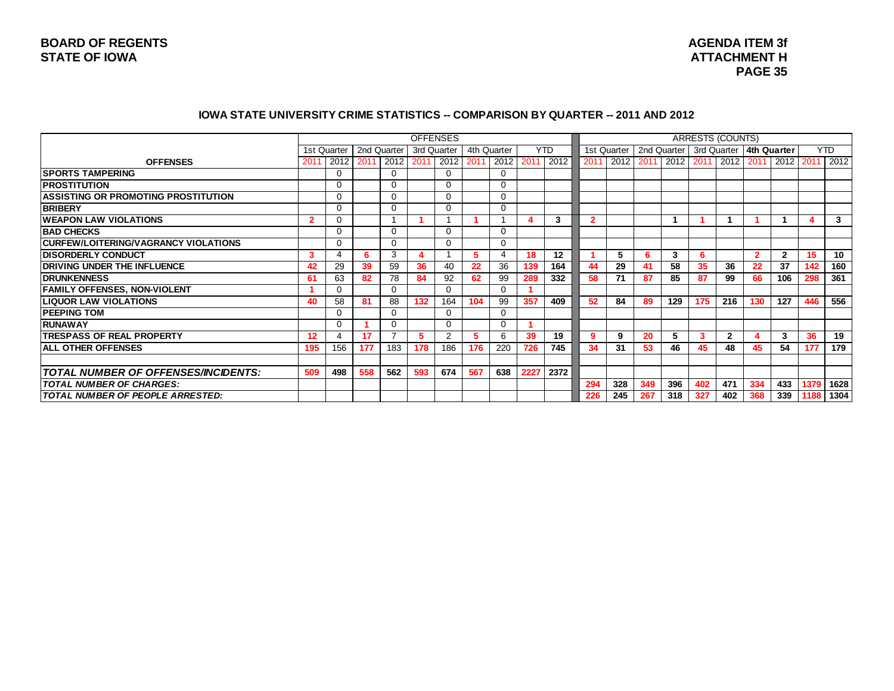**BOARD OF REGENTS**
**STATE OF IOWA**

**AGENDA ITEM 3f**
**ATTACHMENT H**

## IOWA STATE UNIVERSITY CRIME STATISTICS -- COMPARISON BY QUARTER -- 2011 AND 2012

| | OFFENSES | | | | | | | | | | ARRESTS (COUNTS) | | | | | | | | | |
|---|---|---|---|---|---|---|---|---|---|---|---|---|---|---|---|---|---|---|---|---|
| | 1st Quarter | | 2nd Quarter | | 3rd Quarter | | 4th Quarter | | YTD | | 1st Quarter | | 2nd Quarter | | 3rd Quarter | | 4th Quarter | | YTD | |
| **OFFENSES** | 2011 | 2012 | 2011 | 2012 | 2011 | 2012 | 2011 | 2012 | 2011 | 2012 | 2011 | 2012 | 2011 | 2012 | 2011 | 2012 | 2011 | 2012 | 2011 | 2012 |
| **SPORTS TAMPERING** | | 0 | | 0 | | 0 | | 0 | | | | | | | | | | | | |
| **PROSTITUTION** | | 0 | | 0 | | 0 | | 0 | | | | | | | | | | | | |
| **ASSISTING OR PROMOTING PROSTITUTION** | | 0 | | 0 | | 0 | | 0 | | | | | | | | | | | | |
| **BRIBERY** | | 0 | | 0 | | 0 | | 0 | | | | | | | | | | | | |
| **WEAPON LAW VIOLATIONS** | 2 | 0 | | 1 | 1 | 1 | 1 | 1 | 4 | 3 | 2 | | | 1 | 1 | 1 | 1 | 1 | 4 | 3 |
| **BAD CHECKS** | | 0 | | 0 | | 0 | | 0 | | | | | | | | | | | | |
| **CURFEW/LOITERING/VAGRANCY VIOLATIONS** | | 0 | | 0 | | 0 | | 0 | | | | | | | | | | | | |
| **DISORDERLY CONDUCT** | 3 | 4 | 6 | 3 | 4 | 1 | 5 | 4 | 18 | 12 | 1 | 5 | 6 | 3 | 6 | | 2 | 2 | 15 | 10 |
| **DRIVING UNDER THE INFLUENCE** | 42 | 29 | 39 | 59 | 36 | 40 | 22 | 36 | 139 | 164 | 44 | 29 | 41 | 58 | 35 | 36 | 22 | 37 | 142 | 160 |
| **DRUNKENNESS** | 61 | 63 | 82 | 78 | 84 | 92 | 62 | 99 | 289 | 332 | 58 | 71 | 87 | 85 | 87 | 99 | 66 | 106 | 298 | 361 |
| **FAMILY OFFENSES, NON-VIOLENT** | 1 | 0 | | 0 | | 0 | | 0 | 1 | | | | | | | | | | | |
| **LIQUOR LAW VIOLATIONS** | 40 | 58 | 81 | 88 | 132 | 164 | 104 | 99 | 357 | 409 | 52 | 84 | 89 | 129 | 175 | 216 | 130 | 127 | 446 | 556 |
| **PEEPING TOM** | | 0 | | 0 | | 0 | | 0 | | | | | | | | | | | | |
| **RUNAWAY** | | 0 | 1 | 0 | | 0 | | 0 | 1 | | | | | | | | | | | |
| **TRESPASS OF REAL PROPERTY** | 12 | 4 | 17 | 7 | 5 | 2 | 5 | 6 | 39 | 19 | 9 | 9 | 20 | 5 | 3 | 2 | 4 | 3 | 36 | 19 |
| **ALL OTHER OFFENSES** | 195 | 156 | 177 | 183 | 178 | 186 | 176 | 220 | 726 | 745 | 34 | 31 | 53 | 46 | 45 | 48 | 45 | 54 | 177 | 179 |
| | | | | | | | | | | | | | | | | | | | | |
| ***TOTAL NUMBER OF OFFENSES/INCIDENTS:*** | 509 | 498 | 558 | 562 | 593 | 674 | 567 | 638 | 2227 | 2372 | | | | | | | | | | |
| ***TOTAL NUMBER OF CHARGES:*** | | | | | | | | | | | 294 | 328 | 349 | 396 | 402 | 471 | 334 | 433 | 1379 | 1628 |
| ***TOTAL NUMBER OF PEOPLE ARRESTED:*** | | | | | | | | | | | 226 | 245 | 267 | 318 | 327 | 402 | 368 | 339 | 1188 | 1304 |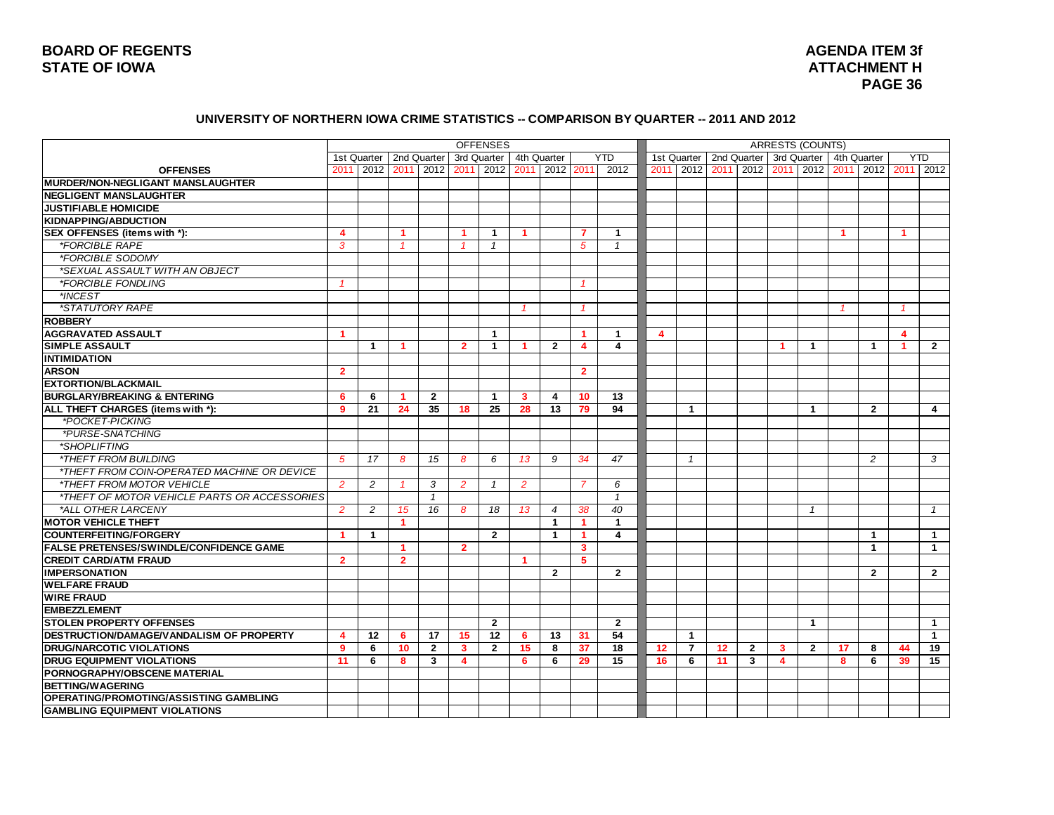### UNIVERSITY OF NORTHERN IOWA CRIME STATISTICS -- COMPARISON BY QUARTER -- 2011 AND 2012

| | OFFENSES | | | | | | | | | | ARRESTS (COUNTS) | | | | | | | | | |
|---|---|---|---|---|---|---|---|---|---|---|---|---|---|---|---|---|---|---|---|---|
| | 1st Quarter | | 2nd Quarter | | 3rd Quarter | | 4th Quarter | | YTD | | 1st Quarter | | 2nd Quarter | | 3rd Quarter | | 4th Quarter | | YTD | |
| **OFFENSES** | 2011 | 2012 | 2011 | 2012 | 2011 | 2012 | 2011 | 2012 | 2011 | 2012 | 2011 | 2012 | 2011 | 2012 | 2011 | 2012 | 2011 | 2012 | 2011 | 2012 |
| **MURDER/NON-NEGLIGANT MANSLAUGHTER** | | | | | | | | | | | | | | | | | | | | |
| **NEGLIGENT MANSLAUGHTER** | | | | | | | | | | | | | | | | | | | | |
| **JUSTIFIABLE HOMICIDE** | | | | | | | | | | | | | | | | | | | | |
| **KIDNAPPING/ABDUCTION** | | | | | | | | | | | | | | | | | | | | |
| **SEX OFFENSES (items with *):** | 4 | | 1 | | 1 | 1 | 1 | | 7 | 1 | | | | | | | 1 | | 1 | |
| *FORCIBLE RAPE | 3 | | 1 | | 1 | 1 | | | 5 | 1 | | | | | | | | | | |
| *FORCIBLE SODOMY | | | | | | | | | | | | | | | | | | | | |
| *SEXUAL ASSAULT WITH AN OBJECT | | | | | | | | | | | | | | | | | | | | |
| *FORCIBLE FONDLING | 1 | | | | | | | | 1 | | | | | | | | | | | |
| *INCEST | | | | | | | | | | | | | | | | | | | | |
| *STATUTORY RAPE | | | | | | | 1 | | 1 | | | | | | | | 1 | | 1 | |
| **ROBBERY** | | | | | | | | | | | | | | | | | | | | |
| **AGGRAVATED ASSAULT** | 1 | | | | | 1 | | | 1 | 1 | 4 | | | | | | | | 4 | |
| **SIMPLE ASSAULT** | | 1 | 1 | | 2 | 1 | 1 | 2 | 4 | 4 | | | | | 1 | 1 | | 1 | 1 | 2 |
| **INTIMIDATION** | | | | | | | | | | | | | | | | | | | | |
| **ARSON** | 2 | | | | | | | | 2 | | | | | | | | | | | |
| **EXTORTION/BLACKMAIL** | | | | | | | | | | | | | | | | | | | | |
| **BURGLARY/BREAKING & ENTERING** | 6 | 6 | 1 | 2 | | 1 | 3 | 4 | 10 | 13 | | | | | | | | | | |
| **ALL THEFT CHARGES (items with *):** | 9 | 21 | 24 | 35 | 18 | 25 | 28 | 13 | 79 | 94 | | 1 | | | | 1 | | 2 | | 4 |
| *POCKET-PICKING | | | | | | | | | | | | | | | | | | | | |
| *PURSE-SNATCHING | | | | | | | | | | | | | | | | | | | | |
| *SHOPLIFTING | | | | | | | | | | | | | | | | | | | | |
| *THEFT FROM BUILDING | 5 | 17 | 8 | 15 | 8 | 6 | 13 | 9 | 34 | 47 | | 1 | | | | | | 2 | | 3 |
| *THEFT FROM COIN-OPERATED MACHINE OR DEVICE | | | | | | | | | | | | | | | | | | | | |
| *THEFT FROM MOTOR VEHICLE | 2 | 2 | 1 | 3 | 2 | 1 | 2 | | 7 | 6 | | | | | | | | | | |
| *THEFT OF MOTOR VEHICLE PARTS OR ACCESSORIES | | | | 1 | | | | | | 1 | | | | | | | | | | |
| *ALL OTHER LARCENY | 2 | 2 | 15 | 16 | 8 | 18 | 13 | 4 | 38 | 40 | | | | | | 1 | | | | 1 |
| **MOTOR VEHICLE THEFT** | | | 1 | | | | | 1 | 1 | 1 | | | | | | | | | | |
| **COUNTERFEITING/FORGERY** | 1 | 1 | | | | 2 | | 1 | 1 | 4 | | | | | | | | 1 | | 1 |
| **FALSE PRETENSES/SWINDLE/CONFIDENCE GAME** | | | 1 | | 2 | | | | 3 | | | | | | | | | 1 | | 1 |
| **CREDIT CARD/ATM FRAUD** | 2 | | 2 | | | | 1 | | 5 | | | | | | | | | | | |
| **IMPERSONATION** | | | | | | | | 2 | | 2 | | | | | | | | 2 | | 2 |
| **WELFARE FRAUD** | | | | | | | | | | | | | | | | | | | | |
| **WIRE FRAUD** | | | | | | | | | | | | | | | | | | | | |
| **EMBEZZLEMENT** | | | | | | | | | | | | | | | | | | | | |
| **STOLEN PROPERTY OFFENSES** | | | | | | 2 | | | | 2 | | | | | | 1 | | | | 1 |
| **DESTRUCTION/DAMAGE/VANDALISM OF PROPERTY** | 4 | 12 | 6 | 17 | 15 | 12 | 6 | 13 | 31 | 54 | | 1 | | | | | | | | 1 |
| **DRUG/NARCOTIC VIOLATIONS** | 9 | 6 | 10 | 2 | 3 | 2 | 15 | 8 | 37 | 18 | 12 | 7 | 12 | 2 | 3 | 2 | 17 | 8 | 44 | 19 |
| **DRUG EQUIPMENT VIOLATIONS** | 11 | 6 | 8 | 3 | 4 | | 6 | 6 | 29 | 15 | 16 | 6 | 11 | 3 | 4 | | 8 | 6 | 39 | 15 |
| **PORNOGRAPHY/OBSCENE MATERIAL** | | | | | | | | | | | | | | | | | | | | |
| **BETTING/WAGERING** | | | | | | | | | | | | | | | | | | | | |
| **OPERATING/PROMOTING/ASSISTING GAMBLING** | | | | | | | | | | | | | | | | | | | | |
| **GAMBLING EQUIPMENT VIOLATIONS** | | | | | | | | | | | | | | | | | | | | |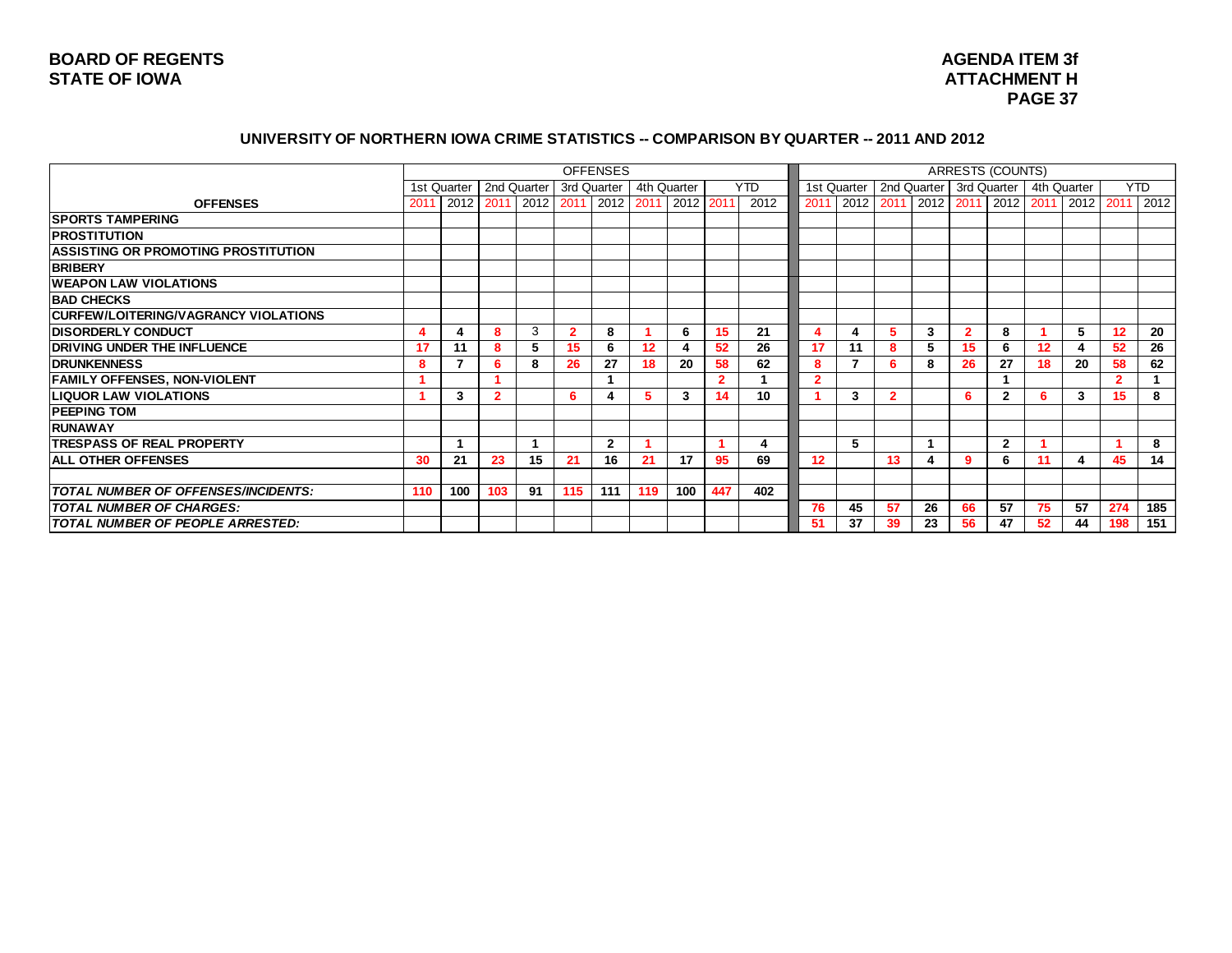## UNIVERSITY OF NORTHERN IOWA CRIME STATISTICS -- COMPARISON BY QUARTER -- 2011 AND 2012

| | OFFENSES | | | | | | | | | | ARRESTS (COUNTS) | | | | | | | | | |
|---|---|---|---|---|---|---|---|---|---|---|---|---|---|---|---|---|---|---|---|---|
| | 1st Quarter | | 2nd Quarter | | 3rd Quarter | | 4th Quarter | | YTD | | 1st Quarter | | 2nd Quarter | | 3rd Quarter | | 4th Quarter | | YTD | |
| **OFFENSES** | 2011 | 2012 | 2011 | 2012 | 2011 | 2012 | 2011 | 2012 | 2011 | 2012 | 2011 | 2012 | 2011 | 2012 | 2011 | 2012 | 2011 | 2012 | 2011 | 2012 |
| **SPORTS TAMPERING** | | | | | | | | | | | | | | | | | | | | |
| **PROSTITUTION** | | | | | | | | | | | | | | | | | | | | |
| **ASSISTING OR PROMOTING PROSTITUTION** | | | | | | | | | | | | | | | | | | | | |
| **BRIBERY** | | | | | | | | | | | | | | | | | | | | |
| **WEAPON LAW VIOLATIONS** | | | | | | | | | | | | | | | | | | | | |
| **BAD CHECKS** | | | | | | | | | | | | | | | | | | | | |
| **CURFEW/LOITERING/VAGRANCY VIOLATIONS** | | | | | | | | | | | | | | | | | | | | |
| **DISORDERLY CONDUCT** | 4 | 4 | 8 | 3 | 2 | 8 | 1 | 6 | 15 | 21 | 4 | 4 | 5 | 3 | 2 | 8 | 1 | 5 | 12 | 20 |
| **DRIVING UNDER THE INFLUENCE** | 17 | 11 | 8 | 5 | 15 | 6 | 12 | 4 | 52 | 26 | 17 | 11 | 8 | 5 | 15 | 6 | 12 | 4 | 52 | 26 |
| **DRUNKENNESS** | 8 | 7 | 6 | 8 | 26 | 27 | 18 | 20 | 58 | 62 | 8 | 7 | 6 | 8 | 26 | 27 | 18 | 20 | 58 | 62 |
| **FAMILY OFFENSES, NON-VIOLENT** | 1 | | 1 | | | 1 | | | 2 | 1 | 2 | | | | | 1 | | | 2 | 1 |
| **LIQUOR LAW VIOLATIONS** | 1 | 3 | 2 | | 6 | 4 | 5 | 3 | 14 | 10 | 1 | 3 | 2 | | 6 | 2 | 6 | 3 | 15 | 8 |
| **PEEPING TOM** | | | | | | | | | | | | | | | | | | | | |
| **RUNAWAY** | | | | | | | | | | | | | | | | | | | | |
| **TRESPASS OF REAL PROPERTY** | | 1 | | 1 | | 2 | 1 | | 1 | 4 | | 5 | | 1 | | 2 | 1 | | 1 | 8 |
| **ALL OTHER OFFENSES** | 30 | 21 | 23 | 15 | 21 | 16 | 21 | 17 | 95 | 69 | 12 | | 13 | 4 | 9 | 6 | 11 | 4 | 45 | 14 |
| | | | | | | | | | | | | | | | | | | | | |
| ***TOTAL NUMBER OF OFFENSES/INCIDENTS:*** | 110 | 100 | 103 | 91 | 115 | 111 | 119 | 100 | 447 | 402 | | | | | | | | | | |
| ***TOTAL NUMBER OF CHARGES:*** | | | | | | | | | | | 76 | 45 | 57 | 26 | 66 | 57 | 75 | 57 | 274 | 185 |
| ***TOTAL NUMBER OF PEOPLE ARRESTED:*** | | | | | | | | | | | 51 | 37 | 39 | 23 | 56 | 47 | 52 | 44 | 198 | 151 |